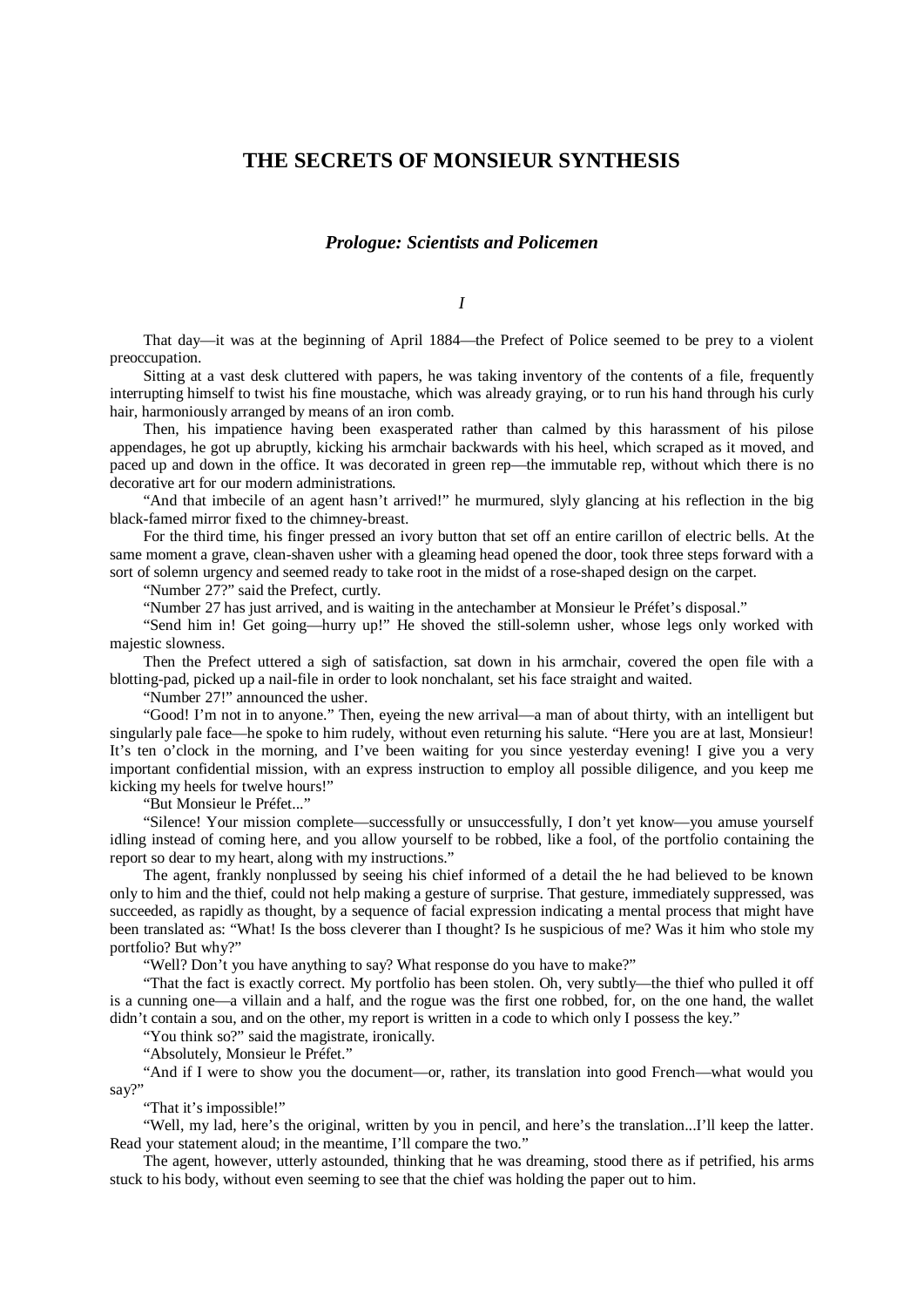# THE SECRETS OF MONSIEUR SYNTHESIS

## *Prologue: Scientists and Policemen*

### *I*

That day—it was at the beginning of April 1884—the Prefect of Police seemed to be prey to a violent preoccupation.

Sitting at a vast desk cluttered with papers, he was taking inventory of the contents of a file, frequently interrupting himself to twist his fine moustache, which was already graying, or to run his hand through his curly hair, harmoniously arranged by means of an iron comb.

Then, his impatience having been exasperated rather than calmed by this harassment of his pilose appendages, he got up abruptly, kicking his armchair backwards with his heel, which scraped as it moved, and paced up and down in the office. It was decorated in green rep—the immutable rep, without which there is no decorative art for our modern administrations.

"And that imbecile of an agent hasn't arrived!" he murmured, slyly glancing at his reflection in the big black-famed mirror fixed to the chimney-breast.

For the third time, his finger pressed an ivory button that set off an entire carillon of electric bells. At the same moment a grave, clean-shaven usher with a gleaming head opened the door, took three steps forward with a sort of solemn urgency and seemed ready to take root in the midst of a rose-shaped design on the carpet.

"Number 27?" said the Prefect, curtly.

"Number 27 has just arrived, and is waiting in the antechamber at Monsieur le Préfet's disposal."

"Send him in! Get going—hurry up!" He shoved the still-solemn usher, whose legs only worked with majestic slowness.

Then the Prefect uttered a sigh of satisfaction, sat down in his armchair, covered the open file with a blotting-pad, picked up a nail-file in order to look nonchalant, set his face straight and waited.

"Number 27!" announced the usher.

"Good! I'm not in to anyone." Then, eyeing the new arrival—a man of about thirty, with an intelligent but singularly pale face—he spoke to him rudely, without even returning his salute. "Here you are at last, Monsieur! It's ten o'clock in the morning, and I've been waiting for you since yesterday evening! I give you a very important confidential mission, with an express instruction to employ all possible diligence, and you keep me kicking my heels for twelve hours!"

"But Monsieur le Préfet..."

"Silence! Your mission complete—successfully or unsuccessfully, I don't yet know—you amuse yourself idling instead of coming here, and you allow yourself to be robbed, like a fool, of the portfolio containing the report so dear to my heart, along with my instructions."

The agent, frankly nonplussed by seeing his chief informed of a detail the he had believed to be known only to him and the thief, could not help making a gesture of surprise. That gesture, immediately suppressed, was succeeded, as rapidly as thought, by a sequence of facial expression indicating a mental process that might have been translated as: "What! Is the boss cleverer than I thought? Is he suspicious of me? Was it him who stole my portfolio? But why?"

"Well? Don't you have anything to say? What response do you have to make?"

"That the fact is exactly correct. My portfolio has been stolen. Oh, very subtly—the thief who pulled it off is a cunning one—a villain and a half, and the rogue was the first one robbed, for, on the one hand, the wallet didn't contain a sou, and on the other, my report is written in a code to which only I possess the key."

"You think so?" said the magistrate, ironically.

"Absolutely, Monsieur le Préfet."

"And if I were to show you the document—or, rather, its translation into good French—what would you say?"

"That it's impossible!"

"Well, my lad, here's the original, written by you in pencil, and here's the translation...I'll keep the latter. Read your statement aloud; in the meantime, I'll compare the two."

The agent, however, utterly astounded, thinking that he was dreaming, stood there as if petrified, his arms stuck to his body, without even seeming to see that the chief was holding the paper out to him.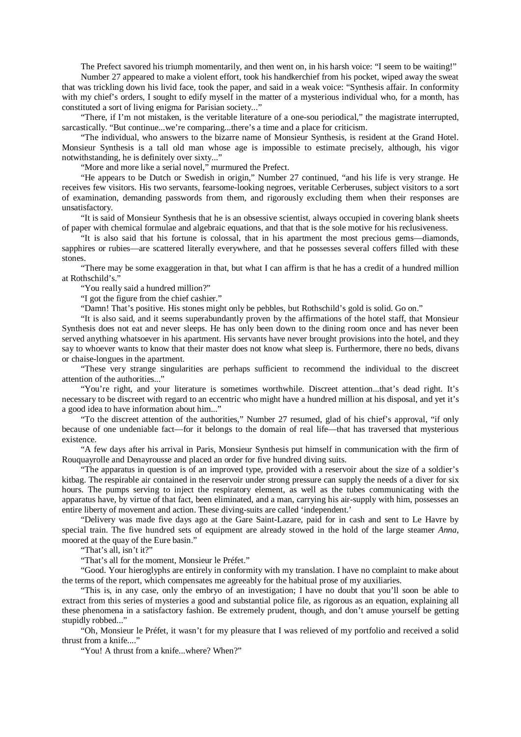The Prefect savored his triumph momentarily, and then went on, in his harsh voice: "I seem to be waiting!"

Number 27 appeared to make a violent effort, took his handkerchief from his pocket, wiped away the sweat that was trickling down his livid face, took the paper, and said in a weak voice: "Synthesis affair. In conformity with my chief's orders, I sought to edify myself in the matter of a mysterious individual who, for a month, has constituted a sort of living enigma for Parisian society..."

"There, if I'm not mistaken, is the veritable literature of a one-sou periodical," the magistrate interrupted, sarcastically. "But continue...we're comparing...there's a time and a place for criticism.

"The individual, who answers to the bizarre name of Monsieur Synthesis, is resident at the Grand Hotel. Monsieur Synthesis is a tall old man whose age is impossible to estimate precisely, although, his vigor notwithstanding, he is definitely over sixty..."

"More and more like a serial novel," murmured the Prefect.

"He appears to be Dutch or Swedish in origin," Number 27 continued, "and his life is very strange. He receives few visitors. His two servants, fearsome-looking negroes, veritable Cerberuses, subject visitors to a sort of examination, demanding passwords from them, and rigorously excluding them when their responses are unsatisfactory.

"It is said of Monsieur Synthesis that he is an obsessive scientist, always occupied in covering blank sheets of paper with chemical formulae and algebraic equations, and that that is the sole motive for his reclusiveness.

"It is also said that his fortune is colossal, that in his apartment the most precious gems—diamonds, sapphires or rubies—are scattered literally everywhere, and that he possesses several coffers filled with these stones.

"There may be some exaggeration in that, but what I can affirm is that he has a credit of a hundred million at Rothschild's."

"You really said a hundred million?"

"I got the figure from the chief cashier."

"Damn! That's positive. His stones might only be pebbles, but Rothschild's gold is solid. Go on."

"It is also said, and it seems superabundantly proven by the affirmations of the hotel staff, that Monsieur Synthesis does not eat and never sleeps. He has only been down to the dining room once and has never been served anything whatsoever in his apartment. His servants have never brought provisions into the hotel, and they say to whoever wants to know that their master does not know what sleep is. Furthermore, there no beds, divans or chaise-longues in the apartment.

"These very strange singularities are perhaps sufficient to recommend the individual to the discreet attention of the authorities..."

"You're right, and your literature is sometimes worthwhile. Discreet attention...that's dead right. It's necessary to be discreet with regard to an eccentric who might have a hundred million at his disposal, and yet it's a good idea to have information about him..."

"To the discreet attention of the authorities," Number 27 resumed, glad of his chief's approval, "if only because of one undeniable fact—for it belongs to the domain of real life—that has traversed that mysterious existence.

"A few days after his arrival in Paris, Monsieur Synthesis put himself in communication with the firm of Rouquayrolle and Denayrousse and placed an order for five hundred diving suits.

"The apparatus in question is of an improved type, provided with a reservoir about the size of a soldier's kitbag. The respirable air contained in the reservoir under strong pressure can supply the needs of a diver for six hours. The pumps serving to inject the respiratory element, as well as the tubes communicating with the apparatus have, by virtue of that fact, been eliminated, and a man, carrying his air-supply with him, possesses an entire liberty of movement and action. These diving-suits are called 'independent.'

"Delivery was made five days ago at the Gare Saint-Lazare, paid for in cash and sent to Le Havre by special train. The five hundred sets of equipment are already stowed in the hold of the large steamer *Anna*, moored at the quay of the Eure basin."

"That's all, isn't it?"

"That's all for the moment, Monsieur le Préfet."

"Good. Your hieroglyphs are entirely in conformity with my translation. I have no complaint to make about the terms of the report, which compensates me agreeably for the habitual prose of my auxiliaries.

"This is, in any case, only the embryo of an investigation; I have no doubt that you'll soon be able to extract from this series of mysteries a good and substantial police file, as rigorous as an equation, explaining all these phenomena in a satisfactory fashion. Be extremely prudent, though, and don't amuse yourself be getting stupidly robbed..."

"Oh, Monsieur le Préfet, it wasn't for my pleasure that I was relieved of my portfolio and received a solid thrust from a knife...."

"You! A thrust from a knife...where? When?"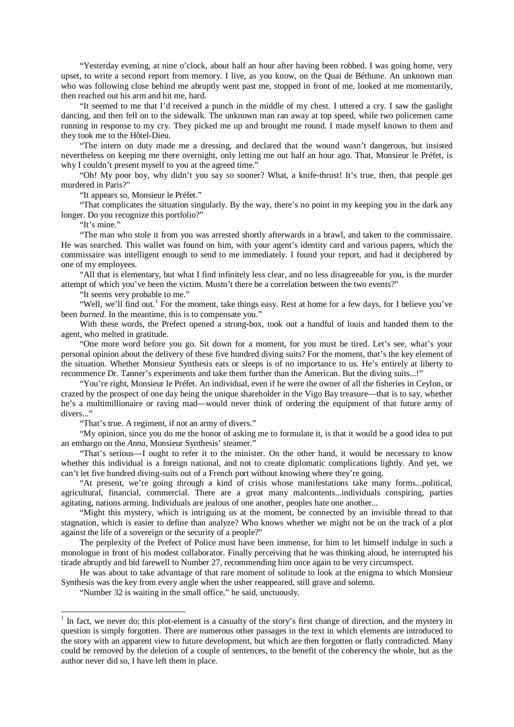"Yesterday evening, at nine o'clock, about half an hour after having been robbed. I was going home, very upset, to write a second report from memory. I live, as you know, on the Quai de Béthune. An unknown man who was following close behind me abruptly went past me, stopped in front of me, looked at me momentarily, then reached out his arm and hit me, hard.

"It seemed to me that I'd received a punch in the middle of my chest. I uttered a cry. I saw the gaslight dancing, and then fell on to the sidewalk. The unknown man ran away at top speed, while two policemen came running in response to my cry. They picked me up and brought me round. I made myself known to them and they took me to the Hôtel-Dieu.

"The intern on duty made me a dressing, and declared that the wound wasn't dangerous, but insisted nevertheless on keeping me there overnight, only letting me out half an hour ago. That, Monsieur le Préfet, is why I couldn't present myself to you at the agreed time."

"Oh! My poor boy, why didn't you say so sooner? What, a knife-thrust! It's true, then, that people get murdered in Paris?"

"It appears so, Monsieur le Préfet."

"That complicates the situation singularly. By the way, there's no point in my keeping you in the dark any longer. Do you recognize this portfolio?"

"It's mine."

"The man who stole it from you was arrested shortly afterwards in a brawl, and taken to the commissaire. He was searched. This wallet was found on him, with your agent's identity card and various papers, which the commissaire was intelligent enough to send to me immediately. I found your report, and had it deciphered by one of my employees.

"All that is elementary, but what I find infinitely less clear, and no less disagreeable for you, is the murder attempt of which you've been the victim. Mustn't there be a correlation between the two events?"

"It seems very probable to me."

"Well, we'll find out.[1] For the moment, take things easy. Rest at home for a few days, for I believe you've been *burned*. In the meantime, this is to compensate you."

With these words, the Prefect opened a strong-box, took out a handful of louis and handed them to the agent, who melted in gratitude.

"One more word before you go. Sit down for a moment, for you must be tired. Let's see, what's your personal opinion about the delivery of these five hundred diving suits? For the moment, that's the key element of the situation. Whether Monsieur Synthesis eats or sleeps is of no importance to us. He's entirely at liberty to recommence Dr. Tanner's experiments and take them further than the American. But the diving suits...!"

"You're right, Monsieur le Préfet. An individual, even if he were the owner of all the fisheries in Ceylon, or crazed by the prospect of one day being the unique shareholder in the Vigo Bay treasure—that is to say, whether he's a multimillionaire or raving mad—would never think of ordering the equipment of that future army of divers..."

"That's true. A regiment, if not an army of divers."

"My opinion, since you do me the honor of asking me to formulate it, is that it would be a good idea to put an embargo on the *Anna*, Monsieur Synthesis' steamer."

"That's serious—I ought to refer it to the minister. On the other hand, it would be necessary to know whether this individual is a foreign national, and not to create diplomatic complications lightly. And yet, we can't let five hundred diving-suits out of a French port without knowing where they're going.

"At present, we're going through a kind of crisis whose manifestations take many forms...political, agricultural, financial, commercial. There are a great many malcontents...individuals conspiring, parties agitating, nations arming. Individuals are jealous of one another, peoples hate one another...

"Might this mystery, which is intriguing us at the moment, be connected by an invisible thread to that stagnation, which is easier to define than analyze? Who knows whether we might not be on the track of a plot against the life of a sovereign or the security of a people?"

The perplexity of the Prefect of Police must have been immense, for him to let himself indulge in such a monologue in front of his modest collaborator. Finally perceiving that he was thinking aloud, he interrupted his tirade abruptly and bid farewell to Number 27, recommending him once again to be very circumspect.

He was about to take advantage of that rare moment of solitude to look at the enigma to which Monsieur Synthesis was the key from every angle when the usher reappeared, still grave and solemn.

"Number 32 is waiting in the small office," he said, unctuously.

---

[1] In fact, we never do; this plot-element is a casualty of the story's first change of direction, and the mystery in question is simply forgotten. There are numerous other passages in the text in which elements are introduced to the story with an apparent view to future development, but which are then forgotten or flatly contradicted. Many could be removed by the deletion of a couple of sentences, to the benefit of the coherency the whole, but as the author never did so, I have left them in place.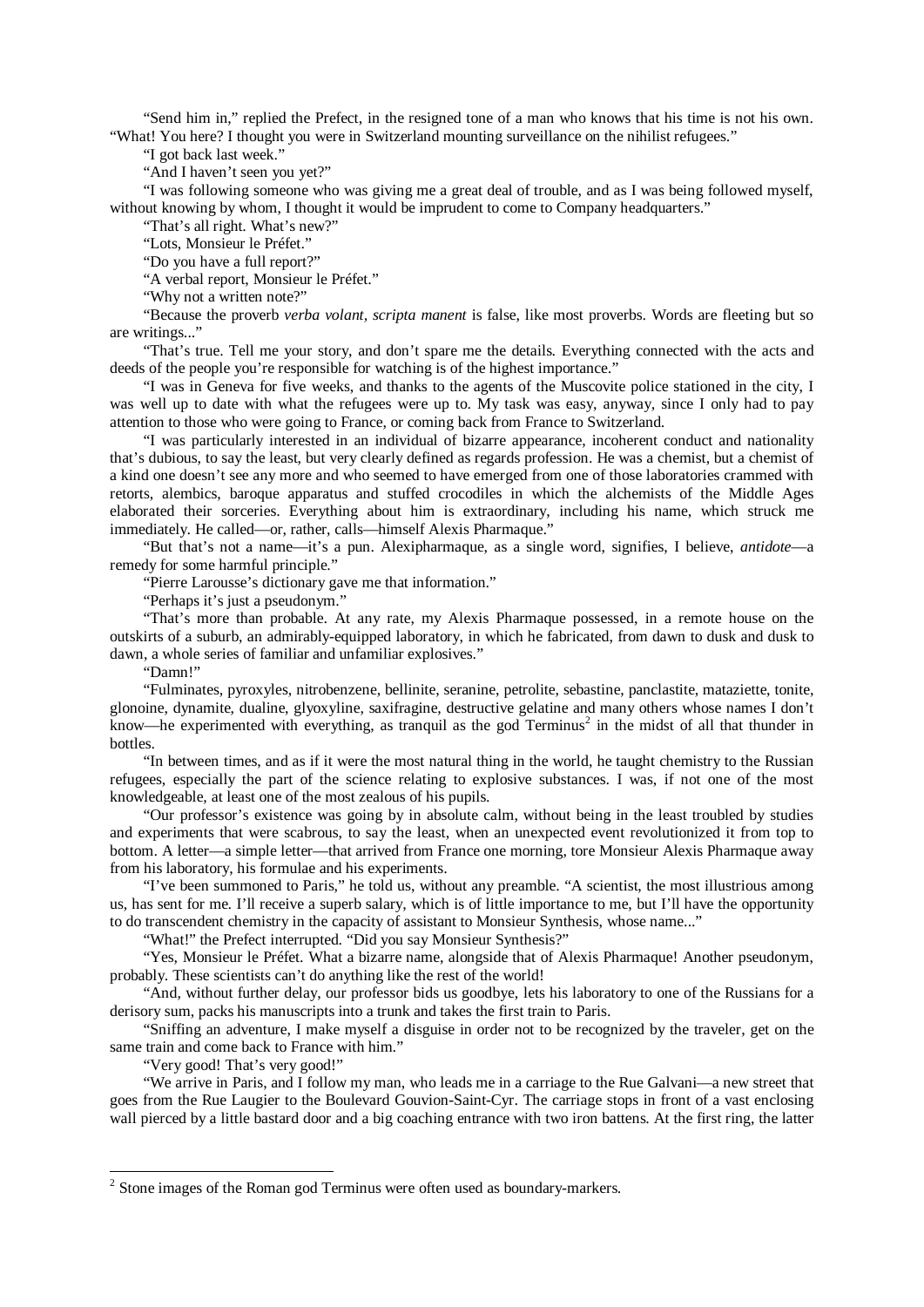"Send him in," replied the Prefect, in the resigned tone of a man who knows that his time is not his own. "What! You here? I thought you were in Switzerland mounting surveillance on the nihilist refugees."

"I got back last week."

"And I haven't seen you yet?"

"I was following someone who was giving me a great deal of trouble, and as I was being followed myself, without knowing by whom, I thought it would be imprudent to come to Company headquarters."

"That's all right. What's new?"

"Lots, Monsieur le Préfet."

"Do you have a full report?"

"A verbal report, Monsieur le Préfet."

"Why not a written note?"

"Because the proverb *verba volant, scripta manent* is false, like most proverbs. Words are fleeting but so are writings..."

"That's true. Tell me your story, and don't spare me the details. Everything connected with the acts and deeds of the people you're responsible for watching is of the highest importance."

"I was in Geneva for five weeks, and thanks to the agents of the Muscovite police stationed in the city, I was well up to date with what the refugees were up to. My task was easy, anyway, since I only had to pay attention to those who were going to France, or coming back from France to Switzerland.

"I was particularly interested in an individual of bizarre appearance, incoherent conduct and nationality that's dubious, to say the least, but very clearly defined as regards profession. He was a chemist, but a chemist of a kind one doesn't see any more and who seemed to have emerged from one of those laboratories crammed with retorts, alembics, baroque apparatus and stuffed crocodiles in which the alchemists of the Middle Ages elaborated their sorceries. Everything about him is extraordinary, including his name, which struck me immediately. He called—or, rather, calls—himself Alexis Pharmaque."

"But that's not a name—it's a pun. Alexipharmaque, as a single word, signifies, I believe, *antidote*—a remedy for some harmful principle."

"Pierre Larousse's dictionary gave me that information."

"Perhaps it's just a pseudonym."

"That's more than probable. At any rate, my Alexis Pharmaque possessed, in a remote house on the outskirts of a suburb, an admirably-equipped laboratory, in which he fabricated, from dawn to dusk and dusk to dawn, a whole series of familiar and unfamiliar explosives."

"Damn!"

"Fulminates, pyroxyles, nitrobenzene, bellinite, seranine, petrolite, sebastine, panclastite, mataziette, tonite, glonoine, dynamite, dualine, glyoxyline, saxifragine, destructive gelatine and many others whose names I don't know—he experimented with everything, as tranquil as the god Terminus[2] in the midst of all that thunder in bottles.

"In between times, and as if it were the most natural thing in the world, he taught chemistry to the Russian refugees, especially the part of the science relating to explosive substances. I was, if not one of the most knowledgeable, at least one of the most zealous of his pupils.

"Our professor's existence was going by in absolute calm, without being in the least troubled by studies and experiments that were scabrous, to say the least, when an unexpected event revolutionized it from top to bottom. A letter—a simple letter—that arrived from France one morning, tore Monsieur Alexis Pharmaque away from his laboratory, his formulae and his experiments.

"I've been summoned to Paris," he told us, without any preamble. "A scientist, the most illustrious among us, has sent for me. I'll receive a superb salary, which is of little importance to me, but I'll have the opportunity to do transcendent chemistry in the capacity of assistant to Monsieur Synthesis, whose name..."

"What!" the Prefect interrupted. "Did you say Monsieur Synthesis?"

"Yes, Monsieur le Préfet. What a bizarre name, alongside that of Alexis Pharmaque! Another pseudonym, probably. These scientists can't do anything like the rest of the world!

"And, without further delay, our professor bids us goodbye, lets his laboratory to one of the Russians for a derisory sum, packs his manuscripts into a trunk and takes the first train to Paris.

"Sniffing an adventure, I make myself a disguise in order not to be recognized by the traveler, get on the same train and come back to France with him."

"Very good! That's very good!"

"We arrive in Paris, and I follow my man, who leads me in a carriage to the Rue Galvani—a new street that goes from the Rue Laugier to the Boulevard Gouvion-Saint-Cyr. The carriage stops in front of a vast enclosing wall pierced by a little bastard door and a big coaching entrance with two iron battens. At the first ring, the latter

[2] Stone images of the Roman god Terminus were often used as boundary-markers.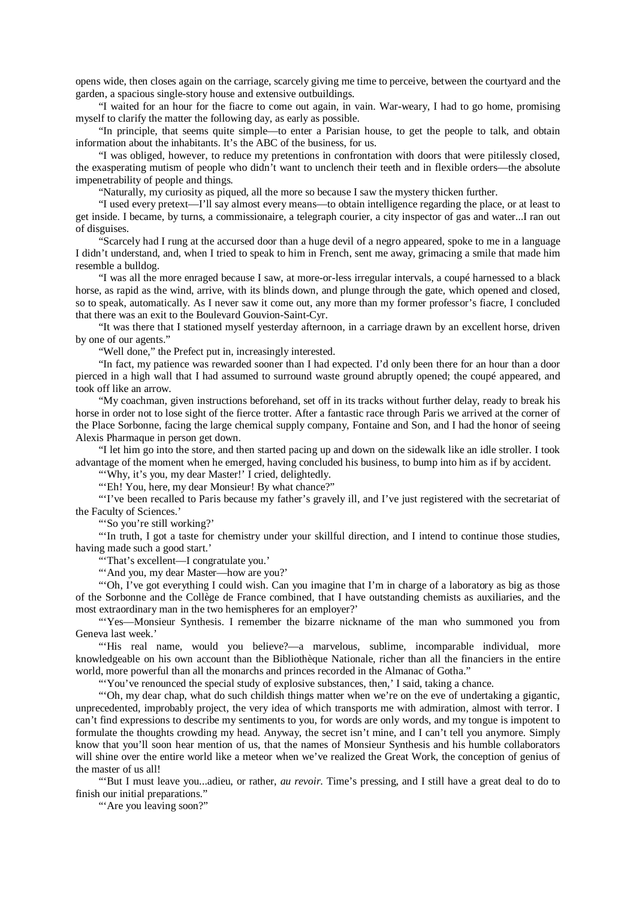opens wide, then closes again on the carriage, scarcely giving me time to perceive, between the courtyard and the garden, a spacious single-story house and extensive outbuildings.

"I waited for an hour for the fiacre to come out again, in vain. War-weary, I had to go home, promising myself to clarify the matter the following day, as early as possible.

"In principle, that seems quite simple—to enter a Parisian house, to get the people to talk, and obtain information about the inhabitants. It's the ABC of the business, for us.

"I was obliged, however, to reduce my pretentions in confrontation with doors that were pitilessly closed, the exasperating mutism of people who didn't want to unclench their teeth and in flexible orders—the absolute impenetrability of people and things.

"Naturally, my curiosity as piqued, all the more so because I saw the mystery thicken further.

"I used every pretext—I'll say almost every means—to obtain intelligence regarding the place, or at least to get inside. I became, by turns, a commissionaire, a telegraph courier, a city inspector of gas and water...I ran out of disguises.

"Scarcely had I rung at the accursed door than a huge devil of a negro appeared, spoke to me in a language I didn't understand, and, when I tried to speak to him in French, sent me away, grimacing a smile that made him resemble a bulldog.

"I was all the more enraged because I saw, at more-or-less irregular intervals, a coupé harnessed to a black horse, as rapid as the wind, arrive, with its blinds down, and plunge through the gate, which opened and closed, so to speak, automatically. As I never saw it come out, any more than my former professor's fiacre, I concluded that there was an exit to the Boulevard Gouvion-Saint-Cyr.

"It was there that I stationed myself yesterday afternoon, in a carriage drawn by an excellent horse, driven by one of our agents."

"Well done," the Prefect put in, increasingly interested.

"In fact, my patience was rewarded sooner than I had expected. I'd only been there for an hour than a door pierced in a high wall that I had assumed to surround waste ground abruptly opened; the coupé appeared, and took off like an arrow.

"My coachman, given instructions beforehand, set off in its tracks without further delay, ready to break his horse in order not to lose sight of the fierce trotter. After a fantastic race through Paris we arrived at the corner of the Place Sorbonne, facing the large chemical supply company, Fontaine and Son, and I had the honor of seeing Alexis Pharmaque in person get down.

"I let him go into the store, and then started pacing up and down on the sidewalk like an idle stroller. I took advantage of the moment when he emerged, having concluded his business, to bump into him as if by accident.

"'Why, it's you, my dear Master!' I cried, delightedly.

"'Eh! You, here, my dear Monsieur! By what chance?"

"'I've been recalled to Paris because my father's gravely ill, and I've just registered with the secretariat of the Faculty of Sciences.'

"'So you're still working?'

"'In truth, I got a taste for chemistry under your skillful direction, and I intend to continue those studies, having made such a good start.'

"'That's excellent—I congratulate you.'

"'And you, my dear Master—how are you?'

"'Oh, I've got everything I could wish. Can you imagine that I'm in charge of a laboratory as big as those of the Sorbonne and the Collège de France combined, that I have outstanding chemists as auxiliaries, and the most extraordinary man in the two hemispheres for an employer?'

"'Yes—Monsieur Synthesis. I remember the bizarre nickname of the man who summoned you from Geneva last week.'

"'His real name, would you believe?—a marvelous, sublime, incomparable individual, more knowledgeable on his own account than the Bibliothèque Nationale, richer than all the financiers in the entire world, more powerful than all the monarchs and princes recorded in the Almanac of Gotha."

"'You've renounced the special study of explosive substances, then,' I said, taking a chance.

"'Oh, my dear chap, what do such childish things matter when we're on the eve of undertaking a gigantic, unprecedented, improbably project, the very idea of which transports me with admiration, almost with terror. I can't find expressions to describe my sentiments to you, for words are only words, and my tongue is impotent to formulate the thoughts crowding my head. Anyway, the secret isn't mine, and I can't tell you anymore. Simply know that you'll soon hear mention of us, that the names of Monsieur Synthesis and his humble collaborators will shine over the entire world like a meteor when we've realized the Great Work, the conception of genius of the master of us all!

"'But I must leave you...adieu, or rather, *au revoir.* Time's pressing, and I still have a great deal to do to finish our initial preparations."

"'Are you leaving soon?"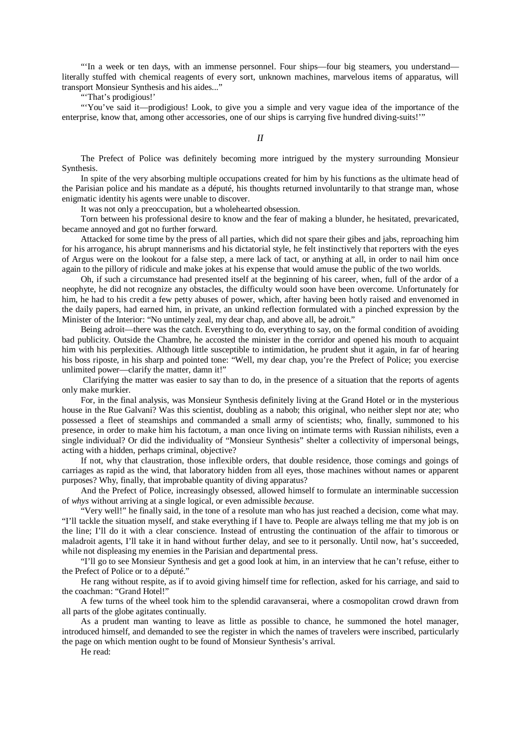"'In a week or ten days, with an immense personnel. Four ships—four big steamers, you understand—literally stuffed with chemical reagents of every sort, unknown machines, marvelous items of apparatus, will transport Monsieur Synthesis and his aides..."

"'That's prodigious!'

"'You've said it—prodigious! Look, to give you a simple and very vague idea of the importance of the enterprise, know that, among other accessories, one of our ships is carrying five hundred diving-suits!'"

## *II*

The Prefect of Police was definitely becoming more intrigued by the mystery surrounding Monsieur Synthesis.

In spite of the very absorbing multiple occupations created for him by his functions as the ultimate head of the Parisian police and his mandate as a député, his thoughts returned involuntarily to that strange man, whose enigmatic identity his agents were unable to discover.

It was not only a preoccupation, but a wholehearted obsession.

Torn between his professional desire to know and the fear of making a blunder, he hesitated, prevaricated, became annoyed and got no further forward.

Attacked for some time by the press of all parties, which did not spare their gibes and jabs, reproaching him for his arrogance, his abrupt mannerisms and his dictatorial style, he felt instinctively that reporters with the eyes of Argus were on the lookout for a false step, a mere lack of tact, or anything at all, in order to nail him once again to the pillory of ridicule and make jokes at his expense that would amuse the public of the two worlds.

Oh, if such a circumstance had presented itself at the beginning of his career, when, full of the ardor of a neophyte, he did not recognize any obstacles, the difficulty would soon have been overcome. Unfortunately for him, he had to his credit a few petty abuses of power, which, after having been hotly raised and envenomed in the daily papers, had earned him, in private, an unkind reflection formulated with a pinched expression by the Minister of the Interior: "No untimely zeal, my dear chap, and above all, be adroit."

Being adroit—there was the catch. Everything to do, everything to say, on the formal condition of avoiding bad publicity. Outside the Chambre, he accosted the minister in the corridor and opened his mouth to acquaint him with his perplexities. Although little susceptible to intimidation, he prudent shut it again, in far of hearing his boss riposte, in his sharp and pointed tone: "Well, my dear chap, you're the Prefect of Police; you exercise unlimited power—clarify the matter, damn it!"

Clarifying the matter was easier to say than to do, in the presence of a situation that the reports of agents only make murkier.

For, in the final analysis, was Monsieur Synthesis definitely living at the Grand Hotel or in the mysterious house in the Rue Galvani? Was this scientist, doubling as a nabob; this original, who neither slept nor ate; who possessed a fleet of steamships and commanded a small army of scientists; who, finally, summoned to his presence, in order to make him his factotum, a man once living on intimate terms with Russian nihilists, even a single individual? Or did the individuality of "Monsieur Synthesis" shelter a collectivity of impersonal beings, acting with a hidden, perhaps criminal, objective?

If not, why that claustration, those inflexible orders, that double residence, those comings and goings of carriages as rapid as the wind, that laboratory hidden from all eyes, those machines without names or apparent purposes? Why, finally, that improbable quantity of diving apparatus?

And the Prefect of Police, increasingly obsessed, allowed himself to formulate an interminable succession of *whys* without arriving at a single logical, or even admissible *because*.

"Very well!" he finally said, in the tone of a resolute man who has just reached a decision, come what may. "I'll tackle the situation myself, and stake everything if I have to. People are always telling me that my job is on the line; I'll do it with a clear conscience. Instead of entrusting the continuation of the affair to timorous or maladroit agents, I'll take it in hand without further delay, and see to it personally. Until now, hat's succeeded, while not displeasing my enemies in the Parisian and departmental press.

"I'll go to see Monsieur Synthesis and get a good look at him, in an interview that he can't refuse, either to the Prefect of Police or to a député."

He rang without respite, as if to avoid giving himself time for reflection, asked for his carriage, and said to the coachman: "Grand Hotel!"

A few turns of the wheel took him to the splendid caravanserai, where a cosmopolitan crowd drawn from all parts of the globe agitates continually.

As a prudent man wanting to leave as little as possible to chance, he summoned the hotel manager, introduced himself, and demanded to see the register in which the names of travelers were inscribed, particularly the page on which mention ought to be found of Monsieur Synthesis's arrival.

He read: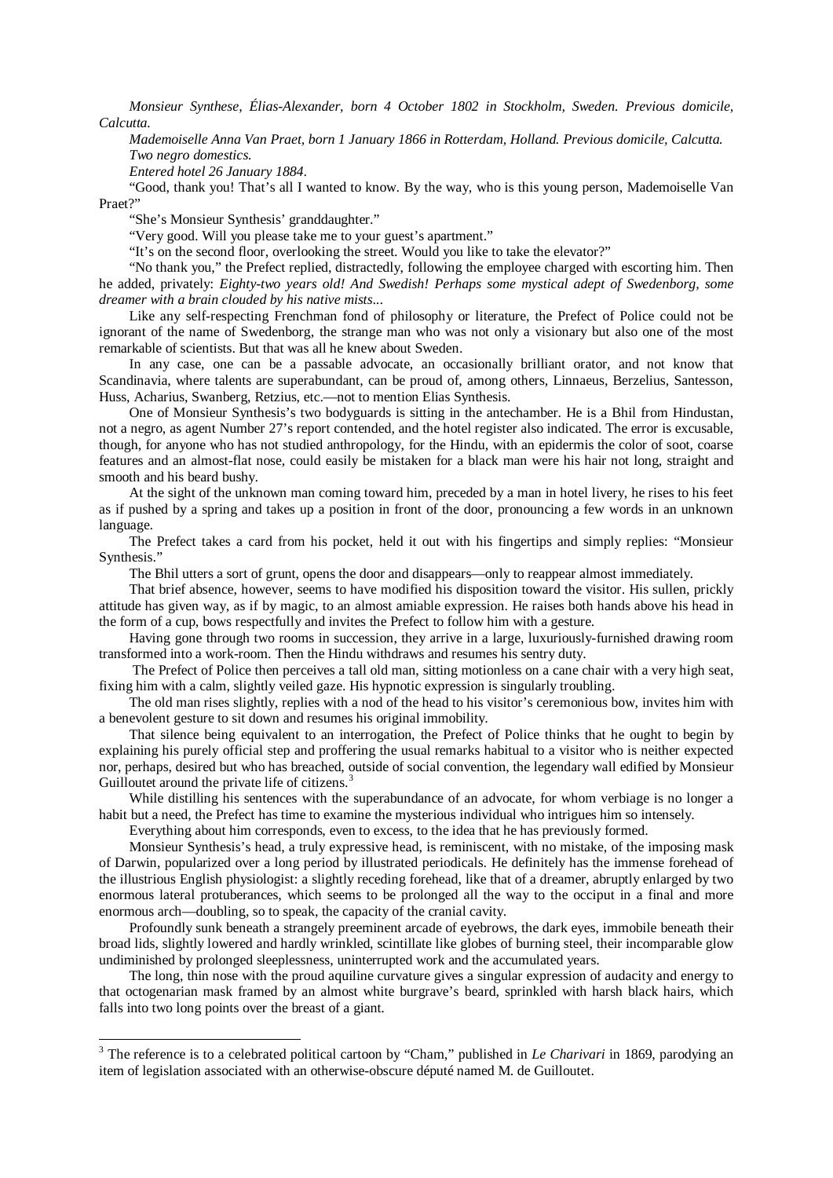*Monsieur Synthese, Élias-Alexander, born 4 October 1802 in Stockholm, Sweden. Previous domicile, Calcutta.*

*Mademoiselle Anna Van Praet, born 1 January 1866 in Rotterdam, Holland. Previous domicile, Calcutta.*

*Two negro domestics.*

*Entered hotel 26 January 1884*.

"Good, thank you! That's all I wanted to know. By the way, who is this young person, Mademoiselle Van Praet?"

"She's Monsieur Synthesis' granddaughter."

"Very good. Will you please take me to your guest's apartment."

"It's on the second floor, overlooking the street. Would you like to take the elevator?"

"No thank you," the Prefect replied, distractedly, following the employee charged with escorting him. Then he added, privately: *Eighty-two years old! And Swedish! Perhaps some mystical adept of Swedenborg, some dreamer with a brain clouded by his native mists...*

Like any self-respecting Frenchman fond of philosophy or literature, the Prefect of Police could not be ignorant of the name of Swedenborg, the strange man who was not only a visionary but also one of the most remarkable of scientists. But that was all he knew about Sweden.

In any case, one can be a passable advocate, an occasionally brilliant orator, and not know that Scandinavia, where talents are superabundant, can be proud of, among others, Linnaeus, Berzelius, Santesson, Huss, Acharius, Swanberg, Retzius, etc.—not to mention Elias Synthesis.

One of Monsieur Synthesis's two bodyguards is sitting in the antechamber. He is a Bhil from Hindustan, not a negro, as agent Number 27's report contended, and the hotel register also indicated. The error is excusable, though, for anyone who has not studied anthropology, for the Hindu, with an epidermis the color of soot, coarse features and an almost-flat nose, could easily be mistaken for a black man were his hair not long, straight and smooth and his beard bushy.

At the sight of the unknown man coming toward him, preceded by a man in hotel livery, he rises to his feet as if pushed by a spring and takes up a position in front of the door, pronouncing a few words in an unknown language.

The Prefect takes a card from his pocket, held it out with his fingertips and simply replies: "Monsieur Synthesis."

The Bhil utters a sort of grunt, opens the door and disappears—only to reappear almost immediately.

That brief absence, however, seems to have modified his disposition toward the visitor. His sullen, prickly attitude has given way, as if by magic, to an almost amiable expression. He raises both hands above his head in the form of a cup, bows respectfully and invites the Prefect to follow him with a gesture.

Having gone through two rooms in succession, they arrive in a large, luxuriously-furnished drawing room transformed into a work-room. Then the Hindu withdraws and resumes his sentry duty.

The Prefect of Police then perceives a tall old man, sitting motionless on a cane chair with a very high seat, fixing him with a calm, slightly veiled gaze. His hypnotic expression is singularly troubling.

The old man rises slightly, replies with a nod of the head to his visitor's ceremonious bow, invites him with a benevolent gesture to sit down and resumes his original immobility.

That silence being equivalent to an interrogation, the Prefect of Police thinks that he ought to begin by explaining his purely official step and proffering the usual remarks habitual to a visitor who is neither expected nor, perhaps, desired but who has breached, outside of social convention, the legendary wall edified by Monsieur Guilloutet around the private life of citizens.[3]

While distilling his sentences with the superabundance of an advocate, for whom verbiage is no longer a habit but a need, the Prefect has time to examine the mysterious individual who intrigues him so intensely.

Everything about him corresponds, even to excess, to the idea that he has previously formed.

Monsieur Synthesis's head, a truly expressive head, is reminiscent, with no mistake, of the imposing mask of Darwin, popularized over a long period by illustrated periodicals. He definitely has the immense forehead of the illustrious English physiologist: a slightly receding forehead, like that of a dreamer, abruptly enlarged by two enormous lateral protuberances, which seems to be prolonged all the way to the occiput in a final and more enormous arch—doubling, so to speak, the capacity of the cranial cavity.

Profoundly sunk beneath a strangely preeminent arcade of eyebrows, the dark eyes, immobile beneath their broad lids, slightly lowered and hardly wrinkled, scintillate like globes of burning steel, their incomparable glow undiminished by prolonged sleeplessness, uninterrupted work and the accumulated years.

The long, thin nose with the proud aquiline curvature gives a singular expression of audacity and energy to that octogenarian mask framed by an almost white burgrave's beard, sprinkled with harsh black hairs, which falls into two long points over the breast of a giant.

[3] The reference is to a celebrated political cartoon by "Cham," published in *Le Charivari* in 1869, parodying an item of legislation associated with an otherwise-obscure député named M. de Guilloutet.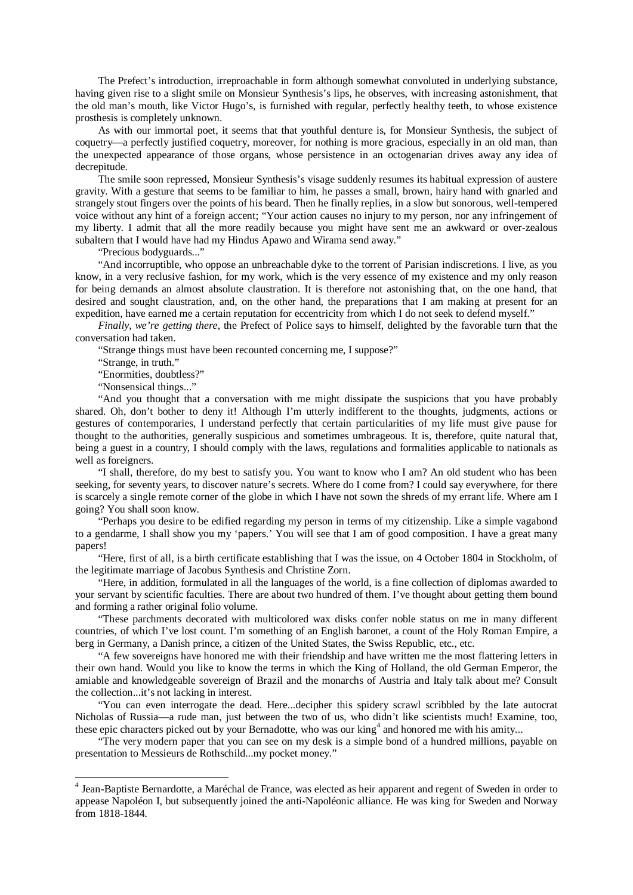The Prefect's introduction, irreproachable in form although somewhat convoluted in underlying substance, having given rise to a slight smile on Monsieur Synthesis's lips, he observes, with increasing astonishment, that the old man's mouth, like Victor Hugo's, is furnished with regular, perfectly healthy teeth, to whose existence prosthesis is completely unknown.

As with our immortal poet, it seems that that youthful denture is, for Monsieur Synthesis, the subject of coquetry—a perfectly justified coquetry, moreover, for nothing is more gracious, especially in an old man, than the unexpected appearance of those organs, whose persistence in an octogenarian drives away any idea of decrepitude.

The smile soon repressed, Monsieur Synthesis's visage suddenly resumes its habitual expression of austere gravity. With a gesture that seems to be familiar to him, he passes a small, brown, hairy hand with gnarled and strangely stout fingers over the points of his beard. Then he finally replies, in a slow but sonorous, well-tempered voice without any hint of a foreign accent; "Your action causes no injury to my person, nor any infringement of my liberty. I admit that all the more readily because you might have sent me an awkward or over-zealous subaltern that I would have had my Hindus Apawo and Wirama send away."

"Precious bodyguards..."

"And incorruptible, who oppose an unbreachable dyke to the torrent of Parisian indiscretions. I live, as you know, in a very reclusive fashion, for my work, which is the very essence of my existence and my only reason for being demands an almost absolute claustration. It is therefore not astonishing that, on the one hand, that desired and sought claustration, and, on the other hand, the preparations that I am making at present for an expedition, have earned me a certain reputation for eccentricity from which I do not seek to defend myself."

*Finally, we're getting there*, the Prefect of Police says to himself, delighted by the favorable turn that the conversation had taken.

"Strange things must have been recounted concerning me, I suppose?"

"Strange, in truth."

"Enormities, doubtless?"

"Nonsensical things..."

"And you thought that a conversation with me might dissipate the suspicions that you have probably shared. Oh, don't bother to deny it! Although I'm utterly indifferent to the thoughts, judgments, actions or gestures of contemporaries, I understand perfectly that certain particularities of my life must give pause for thought to the authorities, generally suspicious and sometimes umbrageous. It is, therefore, quite natural that, being a guest in a country, I should comply with the laws, regulations and formalities applicable to nationals as well as foreigners.

"I shall, therefore, do my best to satisfy you. You want to know who I am? An old student who has been seeking, for seventy years, to discover nature's secrets. Where do I come from? I could say everywhere, for there is scarcely a single remote corner of the globe in which I have not sown the shreds of my errant life. Where am I going? You shall soon know.

"Perhaps you desire to be edified regarding my person in terms of my citizenship. Like a simple vagabond to a gendarme, I shall show you my 'papers.' You will see that I am of good composition. I have a great many papers!

"Here, first of all, is a birth certificate establishing that I was the issue, on 4 October 1804 in Stockholm, of the legitimate marriage of Jacobus Synthesis and Christine Zorn.

"Here, in addition, formulated in all the languages of the world, is a fine collection of diplomas awarded to your servant by scientific faculties. There are about two hundred of them. I've thought about getting them bound and forming a rather original folio volume.

"These parchments decorated with multicolored wax disks confer noble status on me in many different countries, of which I've lost count. I'm something of an English baronet, a count of the Holy Roman Empire, a berg in Germany, a Danish prince, a citizen of the United States, the Swiss Republic, etc., etc.

"A few sovereigns have honored me with their friendship and have written me the most flattering letters in their own hand. Would you like to know the terms in which the King of Holland, the old German Emperor, the amiable and knowledgeable sovereign of Brazil and the monarchs of Austria and Italy talk about me? Consult the collection...it's not lacking in interest.

"You can even interrogate the dead. Here...decipher this spidery scrawl scribbled by the late autocrat Nicholas of Russia—a rude man, just between the two of us, who didn't like scientists much! Examine, too, these epic characters picked out by your Bernadotte, who was our king[4] and honored me with his amity...

"The very modern paper that you can see on my desk is a simple bond of a hundred millions, payable on presentation to Messieurs de Rothschild...my pocket money."

---

[4] Jean-Baptiste Bernardotte, a Maréchal de France, was elected as heir apparent and regent of Sweden in order to appease Napoléon I, but subsequently joined the anti-Napoléonic alliance. He was king for Sweden and Norway from 1818-1844.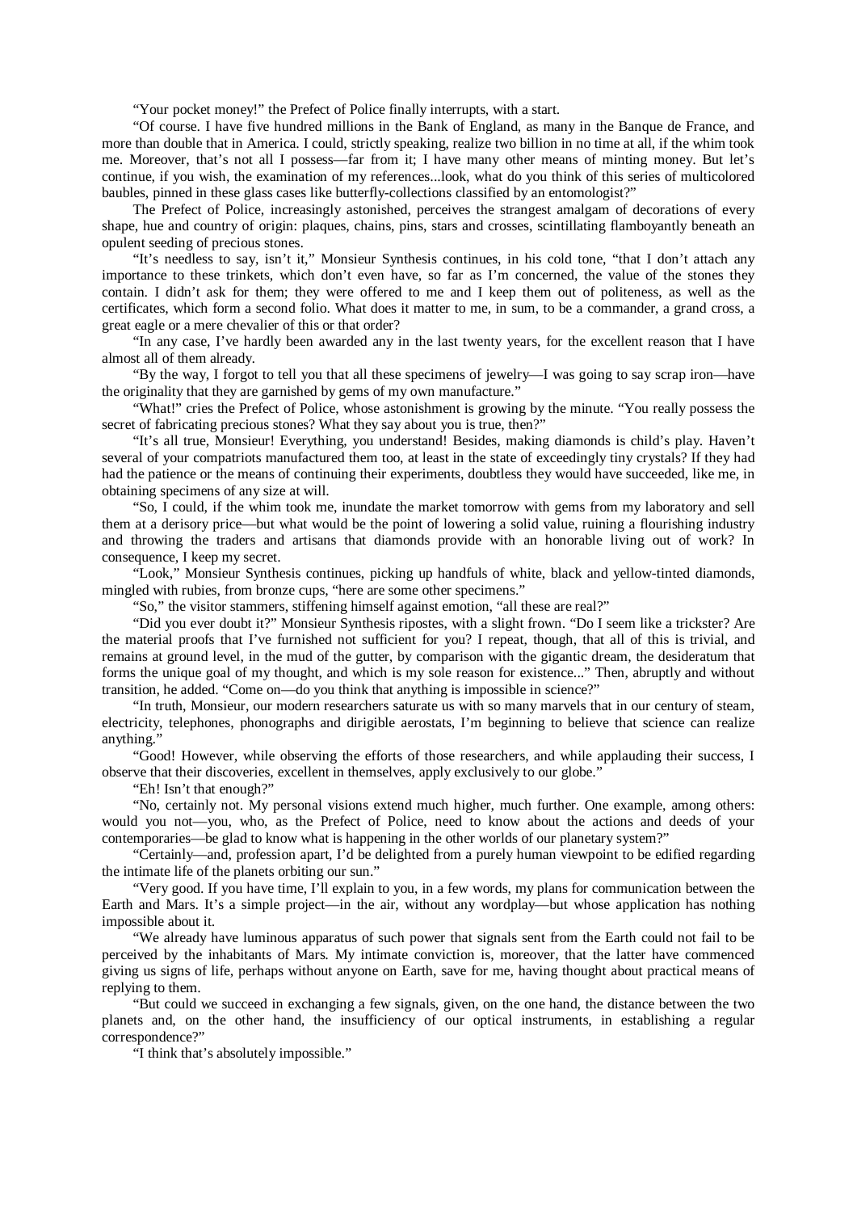"Your pocket money!" the Prefect of Police finally interrupts, with a start.

"Of course. I have five hundred millions in the Bank of England, as many in the Banque de France, and more than double that in America. I could, strictly speaking, realize two billion in no time at all, if the whim took me. Moreover, that's not all I possess—far from it; I have many other means of minting money. But let's continue, if you wish, the examination of my references...look, what do you think of this series of multicolored baubles, pinned in these glass cases like butterfly-collections classified by an entomologist?"

The Prefect of Police, increasingly astonished, perceives the strangest amalgam of decorations of every shape, hue and country of origin: plaques, chains, pins, stars and crosses, scintillating flamboyantly beneath an opulent seeding of precious stones.

"It's needless to say, isn't it," Monsieur Synthesis continues, in his cold tone, "that I don't attach any importance to these trinkets, which don't even have, so far as I'm concerned, the value of the stones they contain. I didn't ask for them; they were offered to me and I keep them out of politeness, as well as the certificates, which form a second folio. What does it matter to me, in sum, to be a commander, a grand cross, a great eagle or a mere chevalier of this or that order?

"In any case, I've hardly been awarded any in the last twenty years, for the excellent reason that I have almost all of them already.

"By the way, I forgot to tell you that all these specimens of jewelry—I was going to say scrap iron—have the originality that they are garnished by gems of my own manufacture."

"What!" cries the Prefect of Police, whose astonishment is growing by the minute. "You really possess the secret of fabricating precious stones? What they say about you is true, then?"

"It's all true, Monsieur! Everything, you understand! Besides, making diamonds is child's play. Haven't several of your compatriots manufactured them too, at least in the state of exceedingly tiny crystals? If they had had the patience or the means of continuing their experiments, doubtless they would have succeeded, like me, in obtaining specimens of any size at will.

"So, I could, if the whim took me, inundate the market tomorrow with gems from my laboratory and sell them at a derisory price—but what would be the point of lowering a solid value, ruining a flourishing industry and throwing the traders and artisans that diamonds provide with an honorable living out of work? In consequence, I keep my secret.

"Look," Monsieur Synthesis continues, picking up handfuls of white, black and yellow-tinted diamonds, mingled with rubies, from bronze cups, "here are some other specimens."

"So," the visitor stammers, stiffening himself against emotion, "all these are real?"

"Did you ever doubt it?" Monsieur Synthesis ripostes, with a slight frown. "Do I seem like a trickster? Are the material proofs that I've furnished not sufficient for you? I repeat, though, that all of this is trivial, and remains at ground level, in the mud of the gutter, by comparison with the gigantic dream, the desideratum that forms the unique goal of my thought, and which is my sole reason for existence..." Then, abruptly and without transition, he added. "Come on—do you think that anything is impossible in science?"

"In truth, Monsieur, our modern researchers saturate us with so many marvels that in our century of steam, electricity, telephones, phonographs and dirigible aerostats, I'm beginning to believe that science can realize anything."

"Good! However, while observing the efforts of those researchers, and while applauding their success, I observe that their discoveries, excellent in themselves, apply exclusively to our globe."

"Eh! Isn't that enough?"

"No, certainly not. My personal visions extend much higher, much further. One example, among others: would you not—you, who, as the Prefect of Police, need to know about the actions and deeds of your contemporaries—be glad to know what is happening in the other worlds of our planetary system?"

"Certainly—and, profession apart, I'd be delighted from a purely human viewpoint to be edified regarding the intimate life of the planets orbiting our sun."

"Very good. If you have time, I'll explain to you, in a few words, my plans for communication between the Earth and Mars. It's a simple project—in the air, without any wordplay—but whose application has nothing impossible about it.

"We already have luminous apparatus of such power that signals sent from the Earth could not fail to be perceived by the inhabitants of Mars. My intimate conviction is, moreover, that the latter have commenced giving us signs of life, perhaps without anyone on Earth, save for me, having thought about practical means of replying to them.

"But could we succeed in exchanging a few signals, given, on the one hand, the distance between the two planets and, on the other hand, the insufficiency of our optical instruments, in establishing a regular correspondence?"

"I think that's absolutely impossible."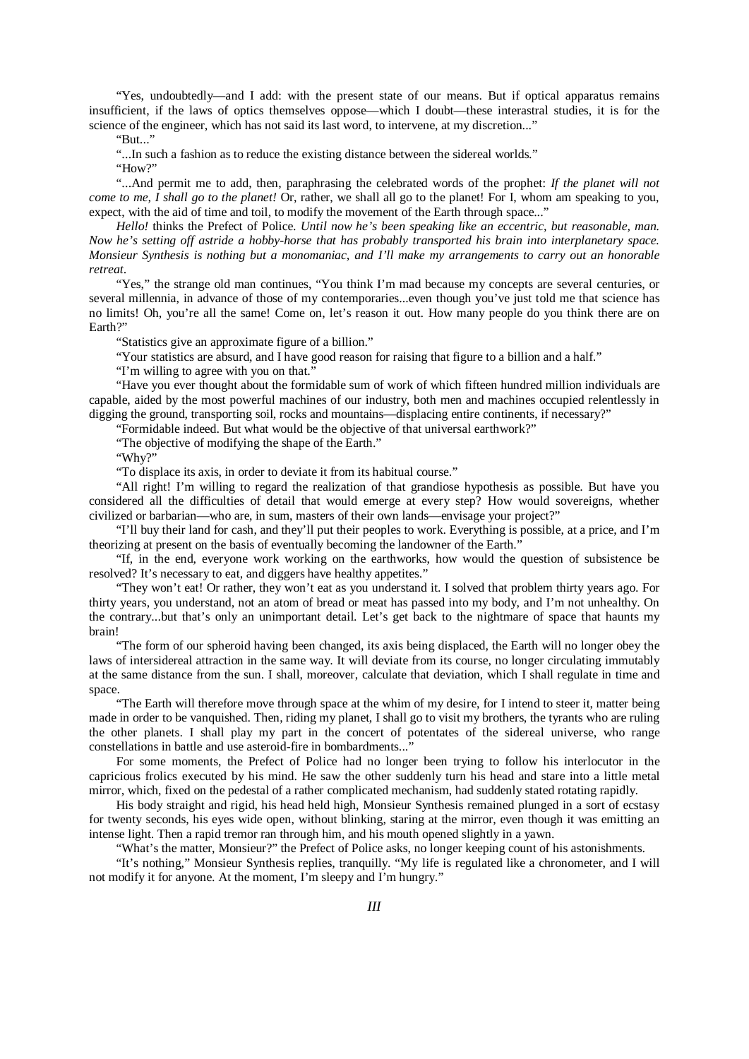"Yes, undoubtedly—and I add: with the present state of our means. But if optical apparatus remains insufficient, if the laws of optics themselves oppose—which I doubt—these interastral studies, it is for the science of the engineer, which has not said its last word, to intervene, at my discretion..."

"But..."

"...In such a fashion as to reduce the existing distance between the sidereal worlds."

"How?"

"...And permit me to add, then, paraphrasing the celebrated words of the prophet: *If the planet will not come to me, I shall go to the planet!* Or, rather, we shall all go to the planet! For I, whom am speaking to you, expect, with the aid of time and toil, to modify the movement of the Earth through space..."

*Hello!* thinks the Prefect of Police. *Until now he's been speaking like an eccentric, but reasonable, man. Now he's setting off astride a hobby-horse that has probably transported his brain into interplanetary space. Monsieur Synthesis is nothing but a monomaniac, and I'll make my arrangements to carry out an honorable retreat.*

"Yes," the strange old man continues, "You think I'm mad because my concepts are several centuries, or several millennia, in advance of those of my contemporaries...even though you've just told me that science has no limits! Oh, you're all the same! Come on, let's reason it out. How many people do you think there are on Earth?"

"Statistics give an approximate figure of a billion."

"Your statistics are absurd, and I have good reason for raising that figure to a billion and a half."

"I'm willing to agree with you on that."

"Have you ever thought about the formidable sum of work of which fifteen hundred million individuals are capable, aided by the most powerful machines of our industry, both men and machines occupied relentlessly in digging the ground, transporting soil, rocks and mountains—displacing entire continents, if necessary?"

"Formidable indeed. But what would be the objective of that universal earthwork?"

"The objective of modifying the shape of the Earth."

"Why?"

"To displace its axis, in order to deviate it from its habitual course."

"All right! I'm willing to regard the realization of that grandiose hypothesis as possible. But have you considered all the difficulties of detail that would emerge at every step? How would sovereigns, whether civilized or barbarian—who are, in sum, masters of their own lands—envisage your project?"

"I'll buy their land for cash, and they'll put their peoples to work. Everything is possible, at a price, and I'm theorizing at present on the basis of eventually becoming the landowner of the Earth."

"If, in the end, everyone work working on the earthworks, how would the question of subsistence be resolved? It's necessary to eat, and diggers have healthy appetites."

"They won't eat! Or rather, they won't eat as you understand it. I solved that problem thirty years ago. For thirty years, you understand, not an atom of bread or meat has passed into my body, and I'm not unhealthy. On the contrary...but that's only an unimportant detail. Let's get back to the nightmare of space that haunts my brain!

"The form of our spheroid having been changed, its axis being displaced, the Earth will no longer obey the laws of intersidereal attraction in the same way. It will deviate from its course, no longer circulating immutably at the same distance from the sun. I shall, moreover, calculate that deviation, which I shall regulate in time and space.

"The Earth will therefore move through space at the whim of my desire, for I intend to steer it, matter being made in order to be vanquished. Then, riding my planet, I shall go to visit my brothers, the tyrants who are ruling the other planets. I shall play my part in the concert of potentates of the sidereal universe, who range constellations in battle and use asteroid-fire in bombardments..."

For some moments, the Prefect of Police had no longer been trying to follow his interlocutor in the capricious frolics executed by his mind. He saw the other suddenly turn his head and stare into a little metal mirror, which, fixed on the pedestal of a rather complicated mechanism, had suddenly stated rotating rapidly.

His body straight and rigid, his head held high, Monsieur Synthesis remained plunged in a sort of ecstasy for twenty seconds, his eyes wide open, without blinking, staring at the mirror, even though it was emitting an intense light. Then a rapid tremor ran through him, and his mouth opened slightly in a yawn.

"What's the matter, Monsieur?" the Prefect of Police asks, no longer keeping count of his astonishments.

"It's nothing," Monsieur Synthesis replies, tranquilly. "My life is regulated like a chronometer, and I will not modify it for anyone. At the moment, I'm sleepy and I'm hungry."

## *III*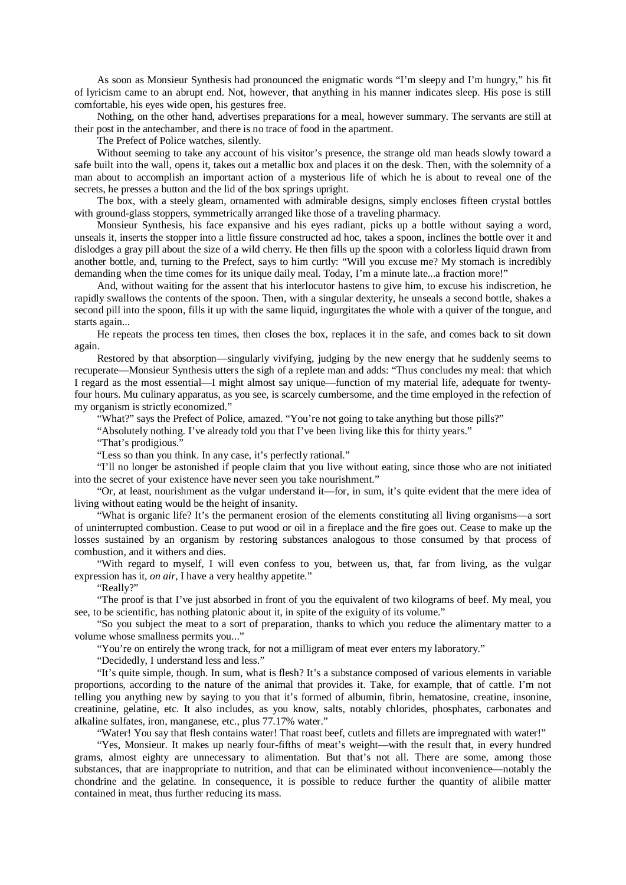As soon as Monsieur Synthesis had pronounced the enigmatic words "I'm sleepy and I'm hungry," his fit of lyricism came to an abrupt end. Not, however, that anything in his manner indicates sleep. His pose is still comfortable, his eyes wide open, his gestures free.

Nothing, on the other hand, advertises preparations for a meal, however summary. The servants are still at their post in the antechamber, and there is no trace of food in the apartment.

The Prefect of Police watches, silently.

Without seeming to take any account of his visitor's presence, the strange old man heads slowly toward a safe built into the wall, opens it, takes out a metallic box and places it on the desk. Then, with the solemnity of a man about to accomplish an important action of a mysterious life of which he is about to reveal one of the secrets, he presses a button and the lid of the box springs upright.

The box, with a steely gleam, ornamented with admirable designs, simply encloses fifteen crystal bottles with ground-glass stoppers, symmetrically arranged like those of a traveling pharmacy.

Monsieur Synthesis, his face expansive and his eyes radiant, picks up a bottle without saying a word, unseals it, inserts the stopper into a little fissure constructed ad hoc, takes a spoon, inclines the bottle over it and dislodges a gray pill about the size of a wild cherry. He then fills up the spoon with a colorless liquid drawn from another bottle, and, turning to the Prefect, says to him curtly: "Will you excuse me? My stomach is incredibly demanding when the time comes for its unique daily meal. Today, I'm a minute late...a fraction more!"

And, without waiting for the assent that his interlocutor hastens to give him, to excuse his indiscretion, he rapidly swallows the contents of the spoon. Then, with a singular dexterity, he unseals a second bottle, shakes a second pill into the spoon, fills it up with the same liquid, ingurgitates the whole with a quiver of the tongue, and starts again...

He repeats the process ten times, then closes the box, replaces it in the safe, and comes back to sit down again.

Restored by that absorption—singularly vivifying, judging by the new energy that he suddenly seems to recuperate—Monsieur Synthesis utters the sigh of a replete man and adds: "Thus concludes my meal: that which I regard as the most essential—I might almost say unique—function of my material life, adequate for twenty-four hours. Mu culinary apparatus, as you see, is scarcely cumbersome, and the time employed in the refection of my organism is strictly economized."

"What?" says the Prefect of Police, amazed. "You're not going to take anything but those pills?"

"Absolutely nothing. I've already told you that I've been living like this for thirty years."

"That's prodigious."

"Less so than you think. In any case, it's perfectly rational."

"I'll no longer be astonished if people claim that you live without eating, since those who are not initiated into the secret of your existence have never seen you take nourishment."

"Or, at least, nourishment as the vulgar understand it—for, in sum, it's quite evident that the mere idea of living without eating would be the height of insanity.

"What is organic life? It's the permanent erosion of the elements constituting all living organisms—a sort of uninterrupted combustion. Cease to put wood or oil in a fireplace and the fire goes out. Cease to make up the losses sustained by an organism by restoring substances analogous to those consumed by that process of combustion, and it withers and dies.

"With regard to myself, I will even confess to you, between us, that, far from living, as the vulgar expression has it, *on air*, I have a very healthy appetite."

"Really?"

"The proof is that I've just absorbed in front of you the equivalent of two kilograms of beef. My meal, you see, to be scientific, has nothing platonic about it, in spite of the exiguity of its volume."

"So you subject the meat to a sort of preparation, thanks to which you reduce the alimentary matter to a volume whose smallness permits you..."

"You're on entirely the wrong track, for not a milligram of meat ever enters my laboratory."

"Decidedly, I understand less and less."

"It's quite simple, though. In sum, what is flesh? It's a substance composed of various elements in variable proportions, according to the nature of the animal that provides it. Take, for example, that of cattle. I'm not telling you anything new by saying to you that it's formed of albumin, fibrin, hematosine, creatine, insonine, creatinine, gelatine, etc. It also includes, as you know, salts, notably chlorides, phosphates, carbonates and alkaline sulfates, iron, manganese, etc., plus 77.17% water."

"Water! You say that flesh contains water! That roast beef, cutlets and fillets are impregnated with water!"

"Yes, Monsieur. It makes up nearly four-fifths of meat's weight—with the result that, in every hundred grams, almost eighty are unnecessary to alimentation. But that's not all. There are some, among those substances, that are inappropriate to nutrition, and that can be eliminated without inconvenience—notably the chondrine and the gelatine. In consequence, it is possible to reduce further the quantity of alibile matter contained in meat, thus further reducing its mass.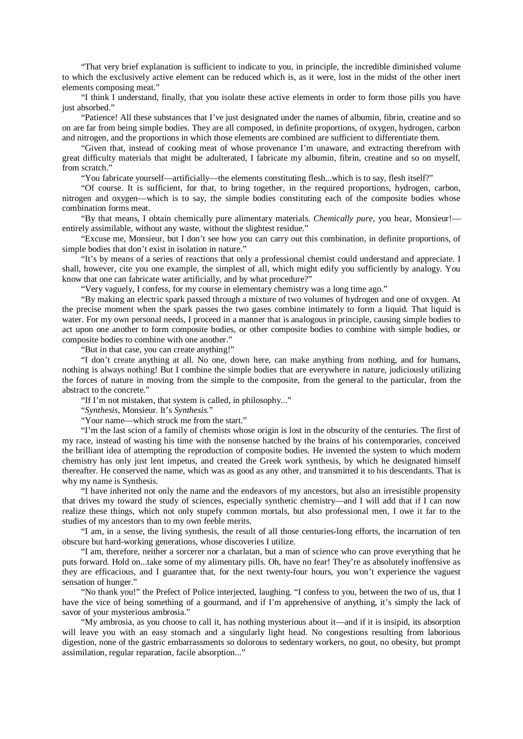"That very brief explanation is sufficient to indicate to you, in principle, the incredible diminished volume to which the exclusively active element can be reduced which is, as it were, lost in the midst of the other inert elements composing meat."

"I think I understand, finally, that you isolate these active elements in order to form those pills you have just absorbed."

"Patience! All these substances that I've just designated under the names of albumin, fibrin, creatine and so on are far from being simple bodies. They are all composed, in definite proportions, of oxygen, hydrogen, carbon and nitrogen, and the proportions in which those elements are combined are sufficient to differentiate them.

"Given that, instead of cooking meat of whose provenance I'm unaware, and extracting therefrom with great difficulty materials that might be adulterated, I fabricate my albumin, fibrin, creatine and so on myself, from scratch."

"You fabricate yourself—artificially—the elements constituting flesh...which is to say, flesh itself?"

"Of course. It is sufficient, for that, to bring together, in the required proportions, hydrogen, carbon, nitrogen and oxygen—which is to say, the simple bodies constituting each of the composite bodies whose combination forms meat.

"By that means, I obtain chemically pure alimentary materials. *Chemically pure*, you hear, Monsieur!—entirely assimilable, without any waste, without the slightest residue."

"Excuse me, Monsieur, but I don't see how you can carry out this combination, in definite proportions, of simple bodies that don't exist in isolation in nature."

"It's by means of a series of reactions that only a professional chemist could understand and appreciate. I shall, however, cite you one example, the simplest of all, which might edify you sufficiently by analogy. You know that one can fabricate water artificially, and by what procedure?"

"Very vaguely, I confess, for my course in elementary chemistry was a long time ago."

"By making an electric spark passed through a mixture of two volumes of hydrogen and one of oxygen. At the precise moment when the spark passes the two gases combine intimately to form a liquid. That liquid is water. For my own personal needs, I proceed in a manner that is analogous in principle, causing simple bodies to act upon one another to form composite bodies, or other composite bodies to combine with simple bodies, or composite bodies to combine with one another."

"But in that case, you can create anything!"

"I don't create anything at all. No one, down here, can make anything from nothing, and for humans, nothing is always nothing! But I combine the simple bodies that are everywhere in nature, judiciously utilizing the forces of nature in moving from the simple to the composite, from the general to the particular, from the abstract to the concrete."

"If I'm not mistaken, that system is called, in philosophy..."

"*Synthesis*, Monsieur. It's *Synthesis*."

"Your name—which struck me from the start."

"I'm the last scion of a family of chemists whose origin is lost in the obscurity of the centuries. The first of my race, instead of wasting his time with the nonsense hatched by the brains of his contemporaries, conceived the brilliant idea of attempting the reproduction of composite bodies. He invented the system to which modern chemistry has only just lent impetus, and created the Greek work synthesis, by which he designated himself thereafter. He conserved the name, which was as good as any other, and transmitted it to his descendants. That is why my name is Synthesis.

"I have inherited not only the name and the endeavors of my ancestors, but also an irresistible propensity that drives my toward the study of sciences, especially synthetic chemistry—and I will add that if I can now realize these things, which not only stupefy common mortals, but also professional men, I owe it far to the studies of my ancestors than to my own feeble merits.

"I am, in a sense, the living synthesis, the result of all those centuries-long efforts, the incarnation of ten obscure but hard-working generations, whose discoveries I utilize.

"I am, therefore, neither a sorcerer nor a charlatan, but a man of science who can prove everything that he puts forward. Hold on...take some of my alimentary pills. Oh, have no fear! They're as absolutely inoffensive as they are efficacious, and I guarantee that, for the next twenty-four hours, you won't experience the vaguest sensation of hunger."

"No thank you!" the Prefect of Police interjected, laughing. "I confess to you, between the two of us, that I have the vice of being something of a gourmand, and if I'm apprehensive of anything, it's simply the lack of savor of your mysterious ambrosia."

"My ambrosia, as you choose to call it, has nothing mysterious about it—and if it is insipid, its absorption will leave you with an easy stomach and a singularly light head. No congestions resulting from laborious digestion, none of the gastric embarrassments so dolorous to sedentary workers, no gout, no obesity, but prompt assimilation, regular reparation, facile absorption..."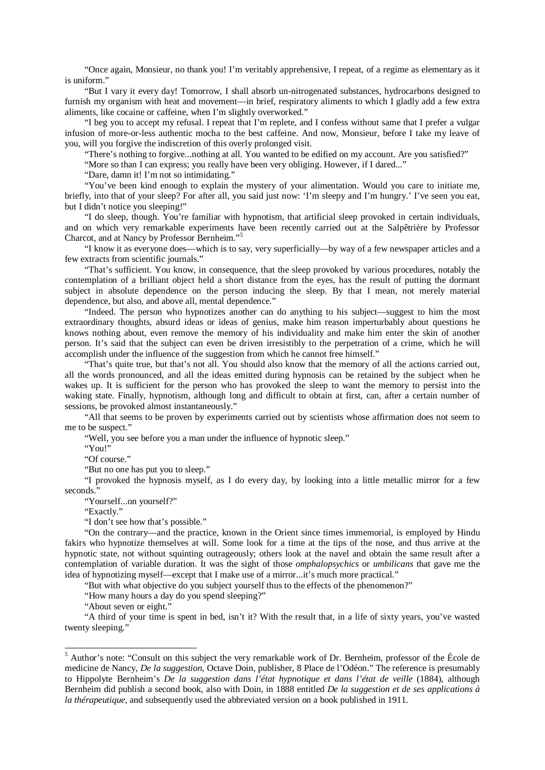"Once again, Monsieur, no thank you! I'm veritably apprehensive, I repeat, of a regime as elementary as it is uniform."

"But I vary it every day! Tomorrow, I shall absorb un-nitrogenated substances, hydrocarbons designed to furnish my organism with heat and movement—in brief, respiratory aliments to which I gladly add a few extra aliments, like cocaine or caffeine, when I'm slightly overworked."

"I beg you to accept my refusal. I repeat that I'm replete, and I confess without same that I prefer a vulgar infusion of more-or-less authentic mocha to the best caffeine. And now, Monsieur, before I take my leave of you, will you forgive the indiscretion of this overly prolonged visit.

"There's nothing to forgive...nothing at all. You wanted to be edified on my account. Are you satisfied?"

"More so than I can express; you really have been very obliging. However, if I dared..."

"Dare, damn it! I'm not so intimidating."

"You've been kind enough to explain the mystery of your alimentation. Would you care to initiate me, briefly, into that of your sleep? For after all, you said just now: 'I'm sleepy and I'm hungry.' I've seen you eat, but I didn't notice you sleeping!"

"I do sleep, though. You're familiar with hypnotism, that artificial sleep provoked in certain individuals, and on which very remarkable experiments have been recently carried out at the Salpêtrière by Professor Charcot, and at Nancy by Professor Bernheim."[5]

"I know it as everyone does—which is to say, very superficially—by way of a few newspaper articles and a few extracts from scientific journals."

"That's sufficient. You know, in consequence, that the sleep provoked by various procedures, notably the contemplation of a brilliant object held a short distance from the eyes, has the result of putting the dormant subject in absolute dependence on the person inducing the sleep. By that I mean, not merely material dependence, but also, and above all, mental dependence."

"Indeed. The person who hypnotizes another can do anything to his subject—suggest to him the most extraordinary thoughts, absurd ideas or ideas of genius, make him reason imperturbably about questions he knows nothing about, even remove the memory of his individuality and make him enter the skin of another person. It's said that the subject can even be driven irresistibly to the perpetration of a crime, which he will accomplish under the influence of the suggestion from which he cannot free himself."

"That's quite true, but that's not all. You should also know that the memory of all the actions carried out, all the words pronounced, and all the ideas emitted during hypnosis can be retained by the subject when he wakes up. It is sufficient for the person who has provoked the sleep to want the memory to persist into the waking state. Finally, hypnotism, although long and difficult to obtain at first, can, after a certain number of sessions, be provoked almost instantaneously."

"All that seems to be proven by experiments carried out by scientists whose affirmation does not seem to me to be suspect."

"Well, you see before you a man under the influence of hypnotic sleep."

"You!"

"Of course."

"But no one has put you to sleep."

"I provoked the hypnosis myself, as I do every day, by looking into a little metallic mirror for a few seconds."

"Yourself...on yourself?"

"Exactly."

"I don't see how that's possible."

"On the contrary—and the practice, known in the Orient since times immemorial, is employed by Hindu fakirs who hypnotize themselves at will. Some look for a time at the tips of the nose, and thus arrive at the hypnotic state, not without squinting outrageously; others look at the navel and obtain the same result after a contemplation of variable duration. It was the sight of those *omphalopsychics* or *umbilicans* that gave me the idea of hypnotizing myself—except that I make use of a mirror...it's much more practical."

"But with what objective do you subject yourself thus to the effects of the phenomenon?"

"How many hours a day do you spend sleeping?"

"About seven or eight."

"A third of your time is spent in bed, isn't it? With the result that, in a life of sixty years, you've wasted twenty sleeping."

---

[5] Author's note: "Consult on this subject the very remarkable work of Dr. Bernheim, professor of the École de medicine de Nancy, *De la suggestion*, Octave Doin, publisher, 8 Place de l'Odéon." The reference is presumably to Hippolyte Bernheim's *De la suggestion dans l'état hypnotique et dans l'état de veille* (1884), although Bernheim did publish a second book, also with Doin, in 1888 entitled *De la suggestion et de ses applications à la thérapeutique*, and subsequently used the abbreviated version on a book published in 1911.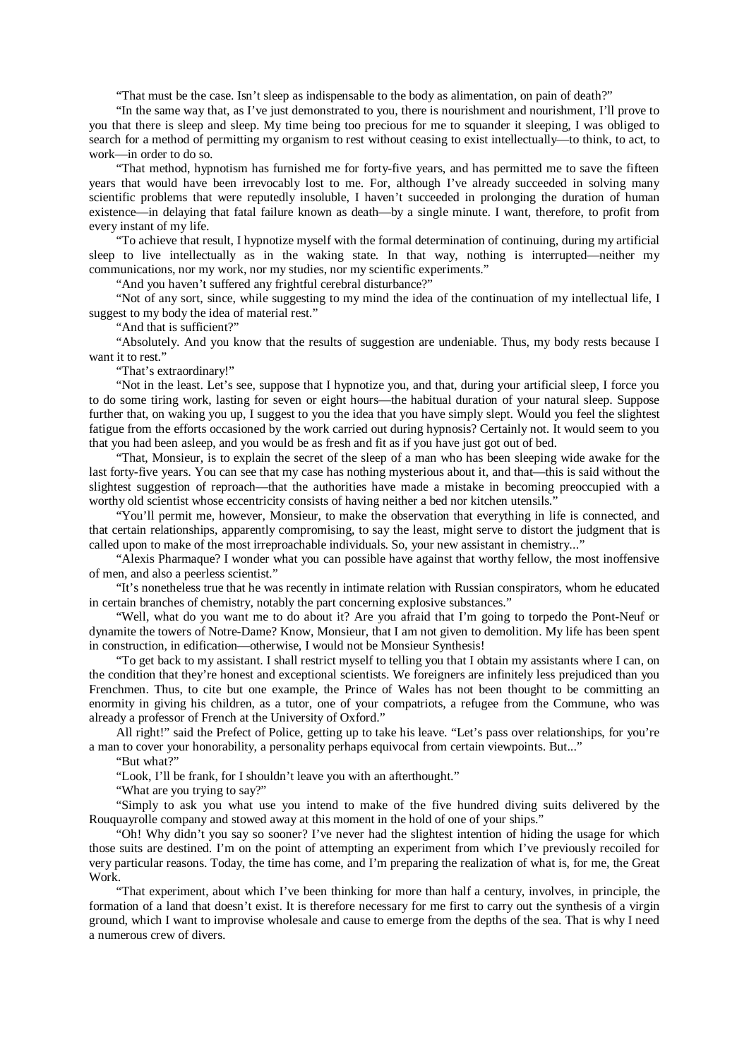"That must be the case. Isn't sleep as indispensable to the body as alimentation, on pain of death?"

"In the same way that, as I've just demonstrated to you, there is nourishment and nourishment, I'll prove to you that there is sleep and sleep. My time being too precious for me to squander it sleeping, I was obliged to search for a method of permitting my organism to rest without ceasing to exist intellectually—to think, to act, to work—in order to do so.

"That method, hypnotism has furnished me for forty-five years, and has permitted me to save the fifteen years that would have been irrevocably lost to me. For, although I've already succeeded in solving many scientific problems that were reputedly insoluble, I haven't succeeded in prolonging the duration of human existence—in delaying that fatal failure known as death—by a single minute. I want, therefore, to profit from every instant of my life.

"To achieve that result, I hypnotize myself with the formal determination of continuing, during my artificial sleep to live intellectually as in the waking state. In that way, nothing is interrupted—neither my communications, nor my work, nor my studies, nor my scientific experiments."

"And you haven't suffered any frightful cerebral disturbance?"

"Not of any sort, since, while suggesting to my mind the idea of the continuation of my intellectual life, I suggest to my body the idea of material rest."

"And that is sufficient?"

"Absolutely. And you know that the results of suggestion are undeniable. Thus, my body rests because I want it to rest."

"That's extraordinary!"

"Not in the least. Let's see, suppose that I hypnotize you, and that, during your artificial sleep, I force you to do some tiring work, lasting for seven or eight hours—the habitual duration of your natural sleep. Suppose further that, on waking you up, I suggest to you the idea that you have simply slept. Would you feel the slightest fatigue from the efforts occasioned by the work carried out during hypnosis? Certainly not. It would seem to you that you had been asleep, and you would be as fresh and fit as if you have just got out of bed.

"That, Monsieur, is to explain the secret of the sleep of a man who has been sleeping wide awake for the last forty-five years. You can see that my case has nothing mysterious about it, and that—this is said without the slightest suggestion of reproach—that the authorities have made a mistake in becoming preoccupied with a worthy old scientist whose eccentricity consists of having neither a bed nor kitchen utensils."

"You'll permit me, however, Monsieur, to make the observation that everything in life is connected, and that certain relationships, apparently compromising, to say the least, might serve to distort the judgment that is called upon to make of the most irreproachable individuals. So, your new assistant in chemistry..."

"Alexis Pharmaque? I wonder what you can possible have against that worthy fellow, the most inoffensive of men, and also a peerless scientist."

"It's nonetheless true that he was recently in intimate relation with Russian conspirators, whom he educated in certain branches of chemistry, notably the part concerning explosive substances."

"Well, what do you want me to do about it? Are you afraid that I'm going to torpedo the Pont-Neuf or dynamite the towers of Notre-Dame? Know, Monsieur, that I am not given to demolition. My life has been spent in construction, in edification—otherwise, I would not be Monsieur Synthesis!

"To get back to my assistant. I shall restrict myself to telling you that I obtain my assistants where I can, on the condition that they're honest and exceptional scientists. We foreigners are infinitely less prejudiced than you Frenchmen. Thus, to cite but one example, the Prince of Wales has not been thought to be committing an enormity in giving his children, as a tutor, one of your compatriots, a refugee from the Commune, who was already a professor of French at the University of Oxford."

All right!" said the Prefect of Police, getting up to take his leave. "Let's pass over relationships, for you're a man to cover your honorability, a personality perhaps equivocal from certain viewpoints. But..."

"But what?"

"Look, I'll be frank, for I shouldn't leave you with an afterthought."

"What are you trying to say?"

"Simply to ask you what use you intend to make of the five hundred diving suits delivered by the Rouquayrolle company and stowed away at this moment in the hold of one of your ships."

"Oh! Why didn't you say so sooner? I've never had the slightest intention of hiding the usage for which those suits are destined. I'm on the point of attempting an experiment from which I've previously recoiled for very particular reasons. Today, the time has come, and I'm preparing the realization of what is, for me, the Great Work.

"That experiment, about which I've been thinking for more than half a century, involves, in principle, the formation of a land that doesn't exist. It is therefore necessary for me first to carry out the synthesis of a virgin ground, which I want to improvise wholesale and cause to emerge from the depths of the sea. That is why I need a numerous crew of divers.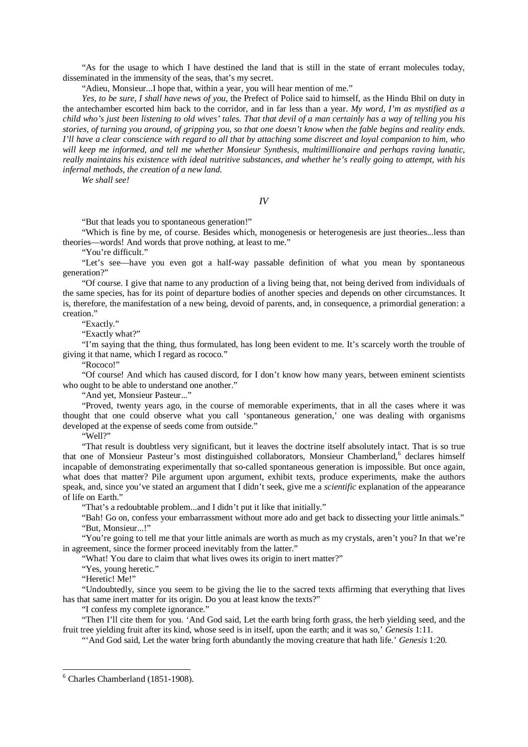"As for the usage to which I have destined the land that is still in the state of errant molecules today, disseminated in the immensity of the seas, that's my secret.

"Adieu, Monsieur...I hope that, within a year, you will hear mention of me."

*Yes, to be sure, I shall have news of you*, the Prefect of Police said to himself, as the Hindu Bhil on duty in the antechamber escorted him back to the corridor, and in far less than a year. *My word, I'm as mystified as a child who's just been listening to old wives' tales. That that devil of a man certainly has a way of telling you his stories, of turning you around, of gripping you, so that one doesn't know when the fable begins and reality ends. I'll have a clear conscience with regard to all that by attaching some discreet and loyal companion to him, who will keep me informed, and tell me whether Monsieur Synthesis, multimillionaire and perhaps raving lunatic, really maintains his existence with ideal nutritive substances, and whether he's really going to attempt, with his infernal methods, the creation of a new land.*

*We shall see!*

## *IV*

"But that leads you to spontaneous generation!"

"Which is fine by me, of course. Besides which, monogenesis or heterogenesis are just theories...less than theories—words! And words that prove nothing, at least to me."

"You're difficult."

"Let's see—have you even got a half-way passable definition of what you mean by spontaneous generation?"

"Of course. I give that name to any production of a living being that, not being derived from individuals of the same species, has for its point of departure bodies of another species and depends on other circumstances. It is, therefore, the manifestation of a new being, devoid of parents, and, in consequence, a primordial generation: a creation."

"Exactly."

"Exactly what?"

"I'm saying that the thing, thus formulated, has long been evident to me. It's scarcely worth the trouble of giving it that name, which I regard as rococo."

"Rococo!"

"Of course! And which has caused discord, for I don't know how many years, between eminent scientists who ought to be able to understand one another."

"And yet, Monsieur Pasteur..."

"Proved, twenty years ago, in the course of memorable experiments, that in all the cases where it was thought that one could observe what you call 'spontaneous generation,' one was dealing with organisms developed at the expense of seeds come from outside."

"Well?"

"That result is doubtless very significant, but it leaves the doctrine itself absolutely intact. That is so true that one of Monsieur Pasteur's most distinguished collaborators, Monsieur Chamberland,[6] declares himself incapable of demonstrating experimentally that so-called spontaneous generation is impossible. But once again, what does that matter? Pile argument upon argument, exhibit texts, produce experiments, make the authors speak, and, since you've stated an argument that I didn't seek, give me a *scientific* explanation of the appearance of life on Earth."

"That's a redoubtable problem...and I didn't put it like that initially."

"Bah! Go on, confess your embarrassment without more ado and get back to dissecting your little animals."

"But, Monsieur...!"

"You're going to tell me that your little animals are worth as much as my crystals, aren't you? In that we're in agreement, since the former proceed inevitably from the latter."

"What! You dare to claim that what lives owes its origin to inert matter?"

"Yes, young heretic."

"Heretic! Me!"

"Undoubtedly, since you seem to be giving the lie to the sacred texts affirming that everything that lives has that same inert matter for its origin. Do you at least know the texts?"

"I confess my complete ignorance."

"Then I'll cite them for you. 'And God said, Let the earth bring forth grass, the herb yielding seed, and the fruit tree yielding fruit after its kind, whose seed is in itself, upon the earth; and it was so,' *Genesis* 1:11.

"'And God said, Let the water bring forth abundantly the moving creature that hath life.' *Genesis* 1:20.

---

[6] Charles Chamberland (1851-1908).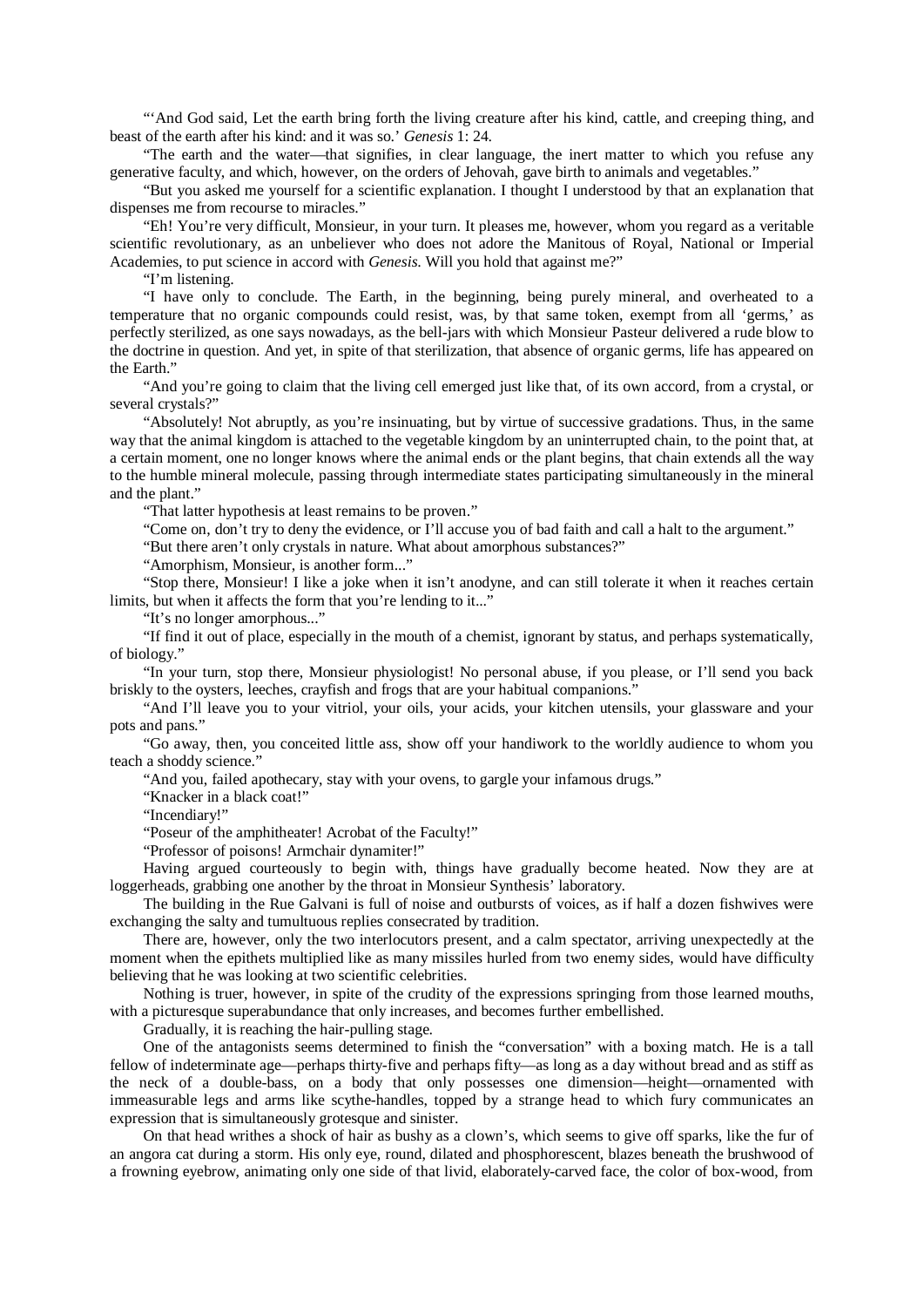"'And God said, Let the earth bring forth the living creature after his kind, cattle, and creeping thing, and beast of the earth after his kind: and it was so.' *Genesis* 1: 24.

"The earth and the water—that signifies, in clear language, the inert matter to which you refuse any generative faculty, and which, however, on the orders of Jehovah, gave birth to animals and vegetables."

"But you asked me yourself for a scientific explanation. I thought I understood by that an explanation that dispenses me from recourse to miracles."

"Eh! You're very difficult, Monsieur, in your turn. It pleases me, however, whom you regard as a veritable scientific revolutionary, as an unbeliever who does not adore the Manitous of Royal, National or Imperial Academies, to put science in accord with *Genesis*. Will you hold that against me?"

"I'm listening.

"I have only to conclude. The Earth, in the beginning, being purely mineral, and overheated to a temperature that no organic compounds could resist, was, by that same token, exempt from all 'germs,' as perfectly sterilized, as one says nowadays, as the bell-jars with which Monsieur Pasteur delivered a rude blow to the doctrine in question. And yet, in spite of that sterilization, that absence of organic germs, life has appeared on the Earth."

"And you're going to claim that the living cell emerged just like that, of its own accord, from a crystal, or several crystals?"

"Absolutely! Not abruptly, as you're insinuating, but by virtue of successive gradations. Thus, in the same way that the animal kingdom is attached to the vegetable kingdom by an uninterrupted chain, to the point that, at a certain moment, one no longer knows where the animal ends or the plant begins, that chain extends all the way to the humble mineral molecule, passing through intermediate states participating simultaneously in the mineral and the plant."

"That latter hypothesis at least remains to be proven."

"Come on, don't try to deny the evidence, or I'll accuse you of bad faith and call a halt to the argument."

"But there aren't only crystals in nature. What about amorphous substances?"

"Amorphism, Monsieur, is another form..."

"Stop there, Monsieur! I like a joke when it isn't anodyne, and can still tolerate it when it reaches certain limits, but when it affects the form that you're lending to it..."

"It's no longer amorphous..."

"If find it out of place, especially in the mouth of a chemist, ignorant by status, and perhaps systematically, of biology."

"In your turn, stop there, Monsieur physiologist! No personal abuse, if you please, or I'll send you back briskly to the oysters, leeches, crayfish and frogs that are your habitual companions."

"And I'll leave you to your vitriol, your oils, your acids, your kitchen utensils, your glassware and your pots and pans."

"Go away, then, you conceited little ass, show off your handiwork to the worldly audience to whom you teach a shoddy science."

"And you, failed apothecary, stay with your ovens, to gargle your infamous drugs."

"Knacker in a black coat!"

"Incendiary!"

"Poseur of the amphitheater! Acrobat of the Faculty!"

"Professor of poisons! Armchair dynamiter!"

Having argued courteously to begin with, things have gradually become heated. Now they are at loggerheads, grabbing one another by the throat in Monsieur Synthesis' laboratory.

The building in the Rue Galvani is full of noise and outbursts of voices, as if half a dozen fishwives were exchanging the salty and tumultuous replies consecrated by tradition.

There are, however, only the two interlocutors present, and a calm spectator, arriving unexpectedly at the moment when the epithets multiplied like as many missiles hurled from two enemy sides, would have difficulty believing that he was looking at two scientific celebrities.

Nothing is truer, however, in spite of the crudity of the expressions springing from those learned mouths, with a picturesque superabundance that only increases, and becomes further embellished.

Gradually, it is reaching the hair-pulling stage.

One of the antagonists seems determined to finish the "conversation" with a boxing match. He is a tall fellow of indeterminate age—perhaps thirty-five and perhaps fifty—as long as a day without bread and as stiff as the neck of a double-bass, on a body that only possesses one dimension—height—ornamented with immeasurable legs and arms like scythe-handles, topped by a strange head to which fury communicates an expression that is simultaneously grotesque and sinister.

On that head writhes a shock of hair as bushy as a clown's, which seems to give off sparks, like the fur of an angora cat during a storm. His only eye, round, dilated and phosphorescent, blazes beneath the brushwood of a frowning eyebrow, animating only one side of that livid, elaborately-carved face, the color of box-wood, from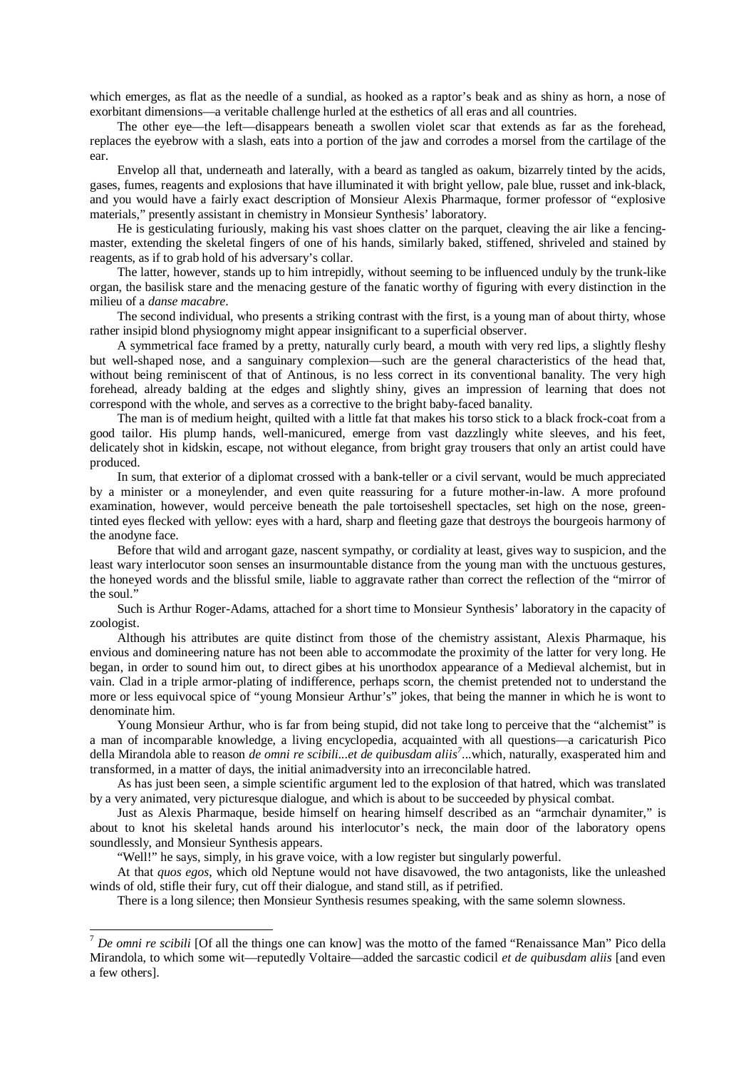which emerges, as flat as the needle of a sundial, as hooked as a raptor's beak and as shiny as horn, a nose of exorbitant dimensions—a veritable challenge hurled at the esthetics of all eras and all countries.

The other eye—the left—disappears beneath a swollen violet scar that extends as far as the forehead, replaces the eyebrow with a slash, eats into a portion of the jaw and corrodes a morsel from the cartilage of the ear.

Envelop all that, underneath and laterally, with a beard as tangled as oakum, bizarrely tinted by the acids, gases, fumes, reagents and explosions that have illuminated it with bright yellow, pale blue, russet and ink-black, and you would have a fairly exact description of Monsieur Alexis Pharmaque, former professor of "explosive materials," presently assistant in chemistry in Monsieur Synthesis' laboratory.

He is gesticulating furiously, making his vast shoes clatter on the parquet, cleaving the air like a fencing-master, extending the skeletal fingers of one of his hands, similarly baked, stiffened, shriveled and stained by reagents, as if to grab hold of his adversary's collar.

The latter, however, stands up to him intrepidly, without seeming to be influenced unduly by the trunk-like organ, the basilisk stare and the menacing gesture of the fanatic worthy of figuring with every distinction in the milieu of a *danse macabre*.

The second individual, who presents a striking contrast with the first, is a young man of about thirty, whose rather insipid blond physiognomy might appear insignificant to a superficial observer.

A symmetrical face framed by a pretty, naturally curly beard, a mouth with very red lips, a slightly fleshy but well-shaped nose, and a sanguinary complexion—such are the general characteristics of the head that, without being reminiscent of that of Antinous, is no less correct in its conventional banality. The very high forehead, already balding at the edges and slightly shiny, gives an impression of learning that does not correspond with the whole, and serves as a corrective to the bright baby-faced banality.

The man is of medium height, quilted with a little fat that makes his torso stick to a black frock-coat from a good tailor. His plump hands, well-manicured, emerge from vast dazzlingly white sleeves, and his feet, delicately shot in kidskin, escape, not without elegance, from bright gray trousers that only an artist could have produced.

In sum, that exterior of a diplomat crossed with a bank-teller or a civil servant, would be much appreciated by a minister or a moneylender, and even quite reassuring for a future mother-in-law. A more profound examination, however, would perceive beneath the pale tortoiseshell spectacles, set high on the nose, green-tinted eyes flecked with yellow: eyes with a hard, sharp and fleeting gaze that destroys the bourgeois harmony of the anodyne face.

Before that wild and arrogant gaze, nascent sympathy, or cordiality at least, gives way to suspicion, and the least wary interlocutor soon senses an insurmountable distance from the young man with the unctuous gestures, the honeyed words and the blissful smile, liable to aggravate rather than correct the reflection of the "mirror of the soul."

Such is Arthur Roger-Adams, attached for a short time to Monsieur Synthesis' laboratory in the capacity of zoologist.

Although his attributes are quite distinct from those of the chemistry assistant, Alexis Pharmaque, his envious and domineering nature has not been able to accommodate the proximity of the latter for very long. He began, in order to sound him out, to direct gibes at his unorthodox appearance of a Medieval alchemist, but in vain. Clad in a triple armor-plating of indifference, perhaps scorn, the chemist pretended not to understand the more or less equivocal spice of "young Monsieur Arthur's" jokes, that being the manner in which he is wont to denominate him.

Young Monsieur Arthur, who is far from being stupid, did not take long to perceive that the "alchemist" is a man of incomparable knowledge, a living encyclopedia, acquainted with all questions—a caricaturish Pico della Mirandola able to reason *de omni re scibili...et de quibusdam aliis*[7]...which, naturally, exasperated him and transformed, in a matter of days, the initial animadversity into an irreconcilable hatred.

As has just been seen, a simple scientific argument led to the explosion of that hatred, which was translated by a very animated, very picturesque dialogue, and which is about to be succeeded by physical combat.

Just as Alexis Pharmaque, beside himself on hearing himself described as an "armchair dynamiter," is about to knot his skeletal hands around his interlocutor's neck, the main door of the laboratory opens soundlessly, and Monsieur Synthesis appears.

"Well!" he says, simply, in his grave voice, with a low register but singularly powerful.

At that *quos egos*, which old Neptune would not have disavowed, the two antagonists, like the unleashed winds of old, stifle their fury, cut off their dialogue, and stand still, as if petrified.

There is a long silence; then Monsieur Synthesis resumes speaking, with the same solemn slowness.

---

[7] *De omni re scibili* [Of all the things one can know] was the motto of the famed "Renaissance Man" Pico della Mirandola, to which some wit—reputedly Voltaire—added the sarcastic codicil *et de quibusdam aliis* [and even a few others].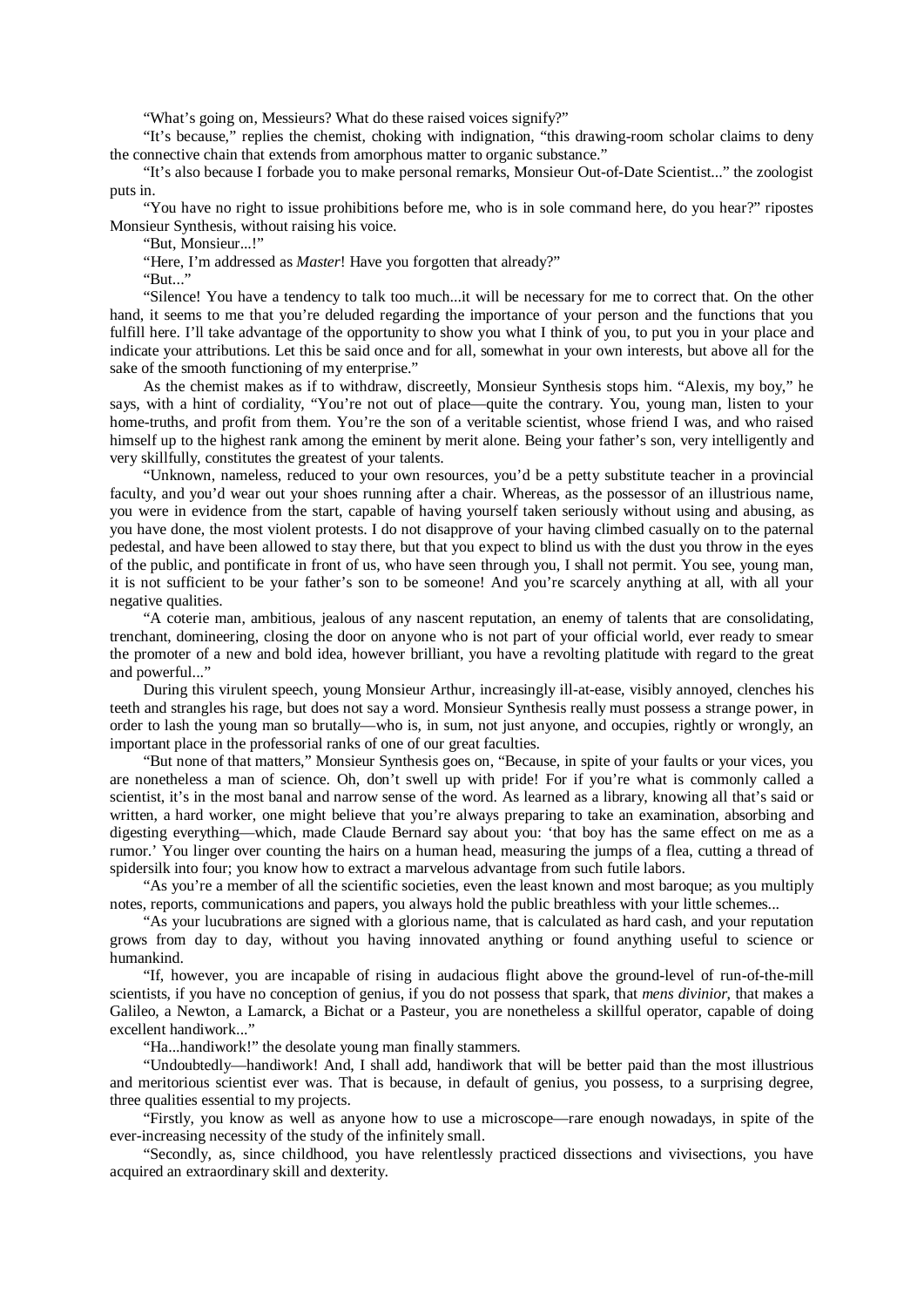"What's going on, Messieurs? What do these raised voices signify?"

"It's because," replies the chemist, choking with indignation, "this drawing-room scholar claims to deny the connective chain that extends from amorphous matter to organic substance."

"It's also because I forbade you to make personal remarks, Monsieur Out-of-Date Scientist..." the zoologist puts in.

"You have no right to issue prohibitions before me, who is in sole command here, do you hear?" ripostes Monsieur Synthesis, without raising his voice.

"But, Monsieur...!"

"Here, I'm addressed as *Master*! Have you forgotten that already?"

"But..."

"Silence! You have a tendency to talk too much...it will be necessary for me to correct that. On the other hand, it seems to me that you're deluded regarding the importance of your person and the functions that you fulfill here. I'll take advantage of the opportunity to show you what I think of you, to put you in your place and indicate your attributions. Let this be said once and for all, somewhat in your own interests, but above all for the sake of the smooth functioning of my enterprise."

As the chemist makes as if to withdraw, discreetly, Monsieur Synthesis stops him. "Alexis, my boy," he says, with a hint of cordiality, "You're not out of place—quite the contrary. You, young man, listen to your home-truths, and profit from them. You're the son of a veritable scientist, whose friend I was, and who raised himself up to the highest rank among the eminent by merit alone. Being your father's son, very intelligently and very skillfully, constitutes the greatest of your talents.

"Unknown, nameless, reduced to your own resources, you'd be a petty substitute teacher in a provincial faculty, and you'd wear out your shoes running after a chair. Whereas, as the possessor of an illustrious name, you were in evidence from the start, capable of having yourself taken seriously without using and abusing, as you have done, the most violent protests. I do not disapprove of your having climbed casually on to the paternal pedestal, and have been allowed to stay there, but that you expect to blind us with the dust you throw in the eyes of the public, and pontificate in front of us, who have seen through you, I shall not permit. You see, young man, it is not sufficient to be your father's son to be someone! And you're scarcely anything at all, with all your negative qualities.

"A coterie man, ambitious, jealous of any nascent reputation, an enemy of talents that are consolidating, trenchant, domineering, closing the door on anyone who is not part of your official world, ever ready to smear the promoter of a new and bold idea, however brilliant, you have a revolting platitude with regard to the great and powerful..."

During this virulent speech, young Monsieur Arthur, increasingly ill-at-ease, visibly annoyed, clenches his teeth and strangles his rage, but does not say a word. Monsieur Synthesis really must possess a strange power, in order to lash the young man so brutally—who is, in sum, not just anyone, and occupies, rightly or wrongly, an important place in the professorial ranks of one of our great faculties.

"But none of that matters," Monsieur Synthesis goes on, "Because, in spite of your faults or your vices, you are nonetheless a man of science. Oh, don't swell up with pride! For if you're what is commonly called a scientist, it's in the most banal and narrow sense of the word. As learned as a library, knowing all that's said or written, a hard worker, one might believe that you're always preparing to take an examination, absorbing and digesting everything—which, made Claude Bernard say about you: 'that boy has the same effect on me as a rumor.' You linger over counting the hairs on a human head, measuring the jumps of a flea, cutting a thread of spidersilk into four; you know how to extract a marvelous advantage from such futile labors.

"As you're a member of all the scientific societies, even the least known and most baroque; as you multiply notes, reports, communications and papers, you always hold the public breathless with your little schemes...

"As your lucubrations are signed with a glorious name, that is calculated as hard cash, and your reputation grows from day to day, without you having innovated anything or found anything useful to science or humankind.

"If, however, you are incapable of rising in audacious flight above the ground-level of run-of-the-mill scientists, if you have no conception of genius, if you do not possess that spark, that *mens divinior*, that makes a Galileo, a Newton, a Lamarck, a Bichat or a Pasteur, you are nonetheless a skillful operator, capable of doing excellent handiwork..."

"Ha...handiwork!" the desolate young man finally stammers.

"Undoubtedly—handiwork! And, I shall add, handiwork that will be better paid than the most illustrious and meritorious scientist ever was. That is because, in default of genius, you possess, to a surprising degree, three qualities essential to my projects.

"Firstly, you know as well as anyone how to use a microscope—rare enough nowadays, in spite of the ever-increasing necessity of the study of the infinitely small.

"Secondly, as, since childhood, you have relentlessly practiced dissections and vivisections, you have acquired an extraordinary skill and dexterity.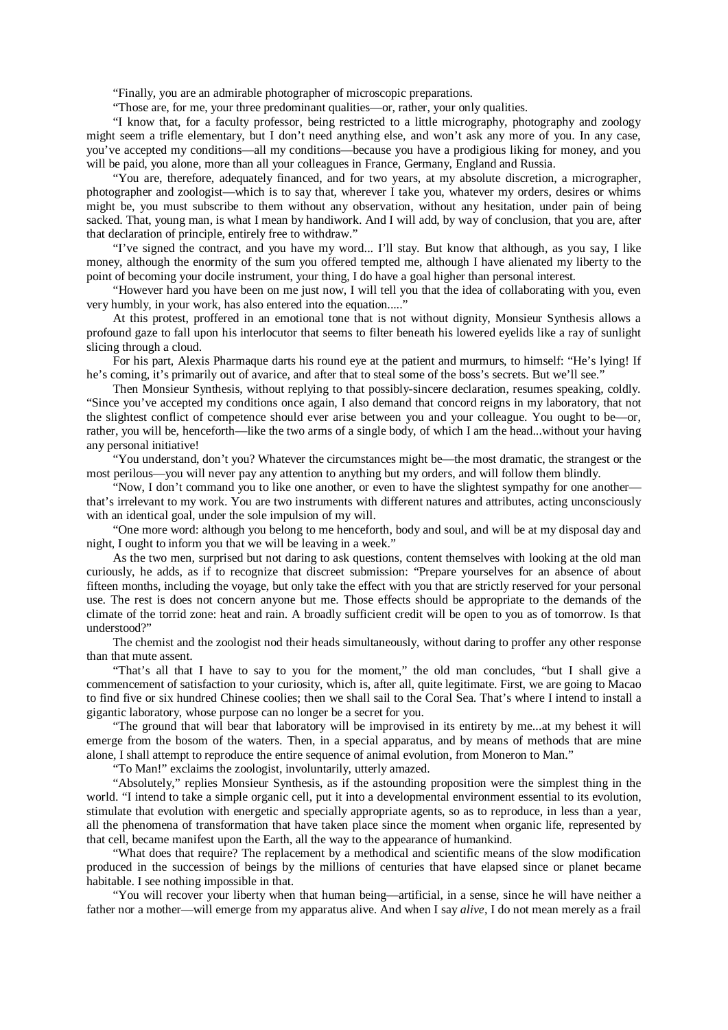"Finally, you are an admirable photographer of microscopic preparations.

"Those are, for me, your three predominant qualities—or, rather, your only qualities.

"I know that, for a faculty professor, being restricted to a little micrography, photography and zoology might seem a trifle elementary, but I don't need anything else, and won't ask any more of you. In any case, you've accepted my conditions—all my conditions—because you have a prodigious liking for money, and you will be paid, you alone, more than all your colleagues in France, Germany, England and Russia.

"You are, therefore, adequately financed, and for two years, at my absolute discretion, a micrographer, photographer and zoologist—which is to say that, wherever I take you, whatever my orders, desires or whims might be, you must subscribe to them without any observation, without any hesitation, under pain of being sacked. That, young man, is what I mean by handiwork. And I will add, by way of conclusion, that you are, after that declaration of principle, entirely free to withdraw."

"I've signed the contract, and you have my word... I'll stay. But know that although, as you say, I like money, although the enormity of the sum you offered tempted me, although I have alienated my liberty to the point of becoming your docile instrument, your thing, I do have a goal higher than personal interest.

"However hard you have been on me just now, I will tell you that the idea of collaborating with you, even very humbly, in your work, has also entered into the equation....."

At this protest, proffered in an emotional tone that is not without dignity, Monsieur Synthesis allows a profound gaze to fall upon his interlocutor that seems to filter beneath his lowered eyelids like a ray of sunlight slicing through a cloud.

For his part, Alexis Pharmaque darts his round eye at the patient and murmurs, to himself: "He's lying! If he's coming, it's primarily out of avarice, and after that to steal some of the boss's secrets. But we'll see."

Then Monsieur Synthesis, without replying to that possibly-sincere declaration, resumes speaking, coldly. "Since you've accepted my conditions once again, I also demand that concord reigns in my laboratory, that not the slightest conflict of competence should ever arise between you and your colleague. You ought to be—or, rather, you will be, henceforth—like the two arms of a single body, of which I am the head...without your having any personal initiative!

"You understand, don't you? Whatever the circumstances might be—the most dramatic, the strangest or the most perilous—you will never pay any attention to anything but my orders, and will follow them blindly.

"Now, I don't command you to like one another, or even to have the slightest sympathy for one another—that's irrelevant to my work. You are two instruments with different natures and attributes, acting unconsciously with an identical goal, under the sole impulsion of my will.

"One more word: although you belong to me henceforth, body and soul, and will be at my disposal day and night, I ought to inform you that we will be leaving in a week."

As the two men, surprised but not daring to ask questions, content themselves with looking at the old man curiously, he adds, as if to recognize that discreet submission: "Prepare yourselves for an absence of about fifteen months, including the voyage, but only take the effect with you that are strictly reserved for your personal use. The rest is does not concern anyone but me. Those effects should be appropriate to the demands of the climate of the torrid zone: heat and rain. A broadly sufficient credit will be open to you as of tomorrow. Is that understood?"

The chemist and the zoologist nod their heads simultaneously, without daring to proffer any other response than that mute assent.

"That's all that I have to say to you for the moment," the old man concludes, "but I shall give a commencement of satisfaction to your curiosity, which is, after all, quite legitimate. First, we are going to Macao to find five or six hundred Chinese coolies; then we shall sail to the Coral Sea. That's where I intend to install a gigantic laboratory, whose purpose can no longer be a secret for you.

"The ground that will bear that laboratory will be improvised in its entirety by me...at my behest it will emerge from the bosom of the waters. Then, in a special apparatus, and by means of methods that are mine alone, I shall attempt to reproduce the entire sequence of animal evolution, from Moneron to Man."

"To Man!" exclaims the zoologist, involuntarily, utterly amazed.

"Absolutely," replies Monsieur Synthesis, as if the astounding proposition were the simplest thing in the world. "I intend to take a simple organic cell, put it into a developmental environment essential to its evolution, stimulate that evolution with energetic and specially appropriate agents, so as to reproduce, in less than a year, all the phenomena of transformation that have taken place since the moment when organic life, represented by that cell, became manifest upon the Earth, all the way to the appearance of humankind.

"What does that require? The replacement by a methodical and scientific means of the slow modification produced in the succession of beings by the millions of centuries that have elapsed since or planet became habitable. I see nothing impossible in that.

"You will recover your liberty when that human being—artificial, in a sense, since he will have neither a father nor a mother—will emerge from my apparatus alive. And when I say *alive*, I do not mean merely as a frail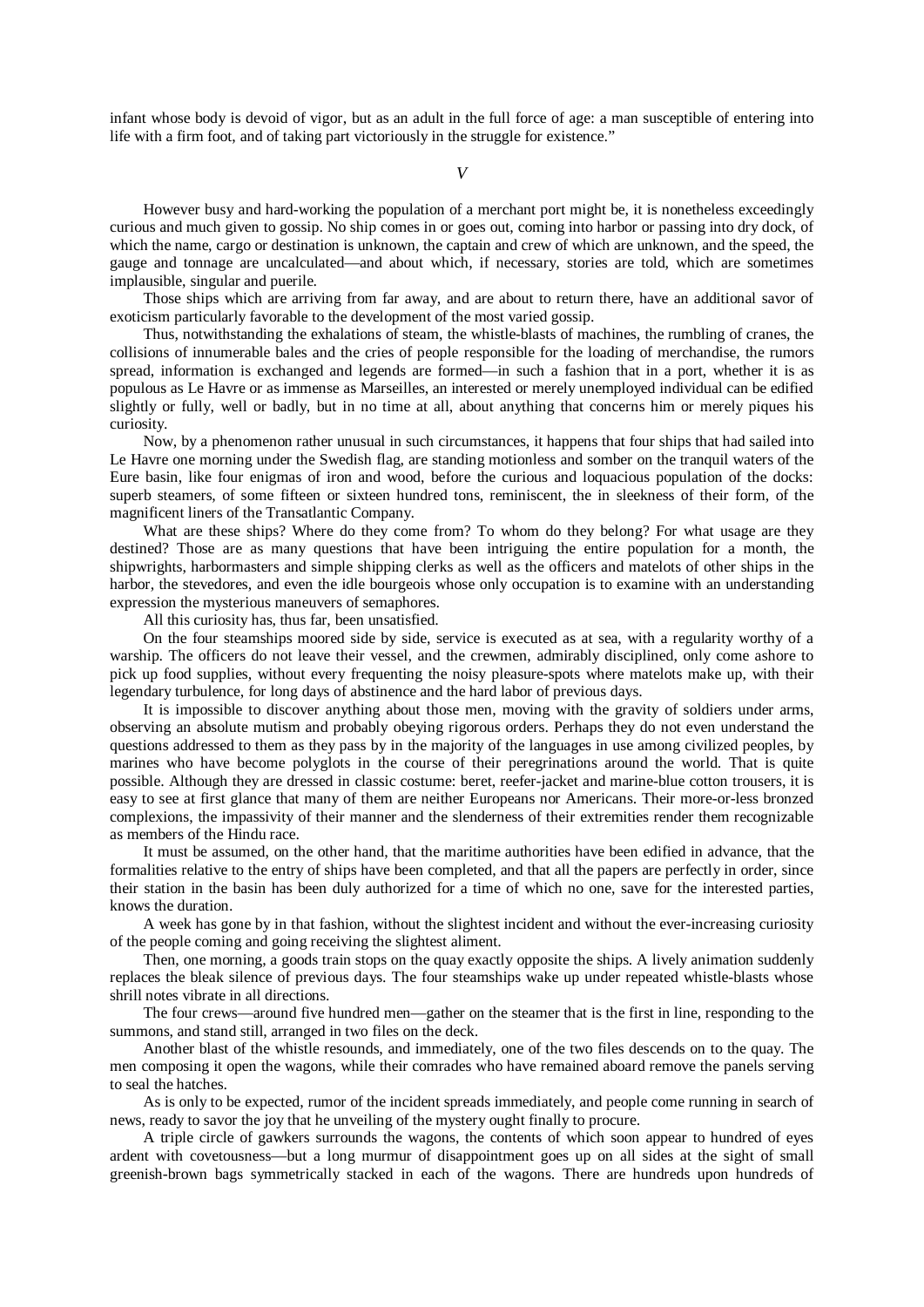infant whose body is devoid of vigor, but as an adult in the full force of age: a man susceptible of entering into life with a firm foot, and of taking part victoriously in the struggle for existence."

## *V*

However busy and hard-working the population of a merchant port might be, it is nonetheless exceedingly curious and much given to gossip. No ship comes in or goes out, coming into harbor or passing into dry dock, of which the name, cargo or destination is unknown, the captain and crew of which are unknown, and the speed, the gauge and tonnage are uncalculated—and about which, if necessary, stories are told, which are sometimes implausible, singular and puerile.

Those ships which are arriving from far away, and are about to return there, have an additional savor of exoticism particularly favorable to the development of the most varied gossip.

Thus, notwithstanding the exhalations of steam, the whistle-blasts of machines, the rumbling of cranes, the collisions of innumerable bales and the cries of people responsible for the loading of merchandise, the rumors spread, information is exchanged and legends are formed—in such a fashion that in a port, whether it is as populous as Le Havre or as immense as Marseilles, an interested or merely unemployed individual can be edified slightly or fully, well or badly, but in no time at all, about anything that concerns him or merely piques his curiosity.

Now, by a phenomenon rather unusual in such circumstances, it happens that four ships that had sailed into Le Havre one morning under the Swedish flag, are standing motionless and somber on the tranquil waters of the Eure basin, like four enigmas of iron and wood, before the curious and loquacious population of the docks: superb steamers, of some fifteen or sixteen hundred tons, reminiscent, the in sleekness of their form, of the magnificent liners of the Transatlantic Company.

What are these ships? Where do they come from? To whom do they belong? For what usage are they destined? Those are as many questions that have been intriguing the entire population for a month, the shipwrights, harbormasters and simple shipping clerks as well as the officers and matelots of other ships in the harbor, the stevedores, and even the idle bourgeois whose only occupation is to examine with an understanding expression the mysterious maneuvers of semaphores.

All this curiosity has, thus far, been unsatisfied.

On the four steamships moored side by side, service is executed as at sea, with a regularity worthy of a warship. The officers do not leave their vessel, and the crewmen, admirably disciplined, only come ashore to pick up food supplies, without every frequenting the noisy pleasure-spots where matelots make up, with their legendary turbulence, for long days of abstinence and the hard labor of previous days.

It is impossible to discover anything about those men, moving with the gravity of soldiers under arms, observing an absolute mutism and probably obeying rigorous orders. Perhaps they do not even understand the questions addressed to them as they pass by in the majority of the languages in use among civilized peoples, by marines who have become polyglots in the course of their peregrinations around the world. That is quite possible. Although they are dressed in classic costume: beret, reefer-jacket and marine-blue cotton trousers, it is easy to see at first glance that many of them are neither Europeans nor Americans. Their more-or-less bronzed complexions, the impassivity of their manner and the slenderness of their extremities render them recognizable as members of the Hindu race.

It must be assumed, on the other hand, that the maritime authorities have been edified in advance, that the formalities relative to the entry of ships have been completed, and that all the papers are perfectly in order, since their station in the basin has been duly authorized for a time of which no one, save for the interested parties, knows the duration.

A week has gone by in that fashion, without the slightest incident and without the ever-increasing curiosity of the people coming and going receiving the slightest aliment.

Then, one morning, a goods train stops on the quay exactly opposite the ships. A lively animation suddenly replaces the bleak silence of previous days. The four steamships wake up under repeated whistle-blasts whose shrill notes vibrate in all directions.

The four crews—around five hundred men—gather on the steamer that is the first in line, responding to the summons, and stand still, arranged in two files on the deck.

Another blast of the whistle resounds, and immediately, one of the two files descends on to the quay. The men composing it open the wagons, while their comrades who have remained aboard remove the panels serving to seal the hatches.

As is only to be expected, rumor of the incident spreads immediately, and people come running in search of news, ready to savor the joy that he unveiling of the mystery ought finally to procure.

A triple circle of gawkers surrounds the wagons, the contents of which soon appear to hundred of eyes ardent with covetousness—but a long murmur of disappointment goes up on all sides at the sight of small greenish-brown bags symmetrically stacked in each of the wagons. There are hundreds upon hundreds of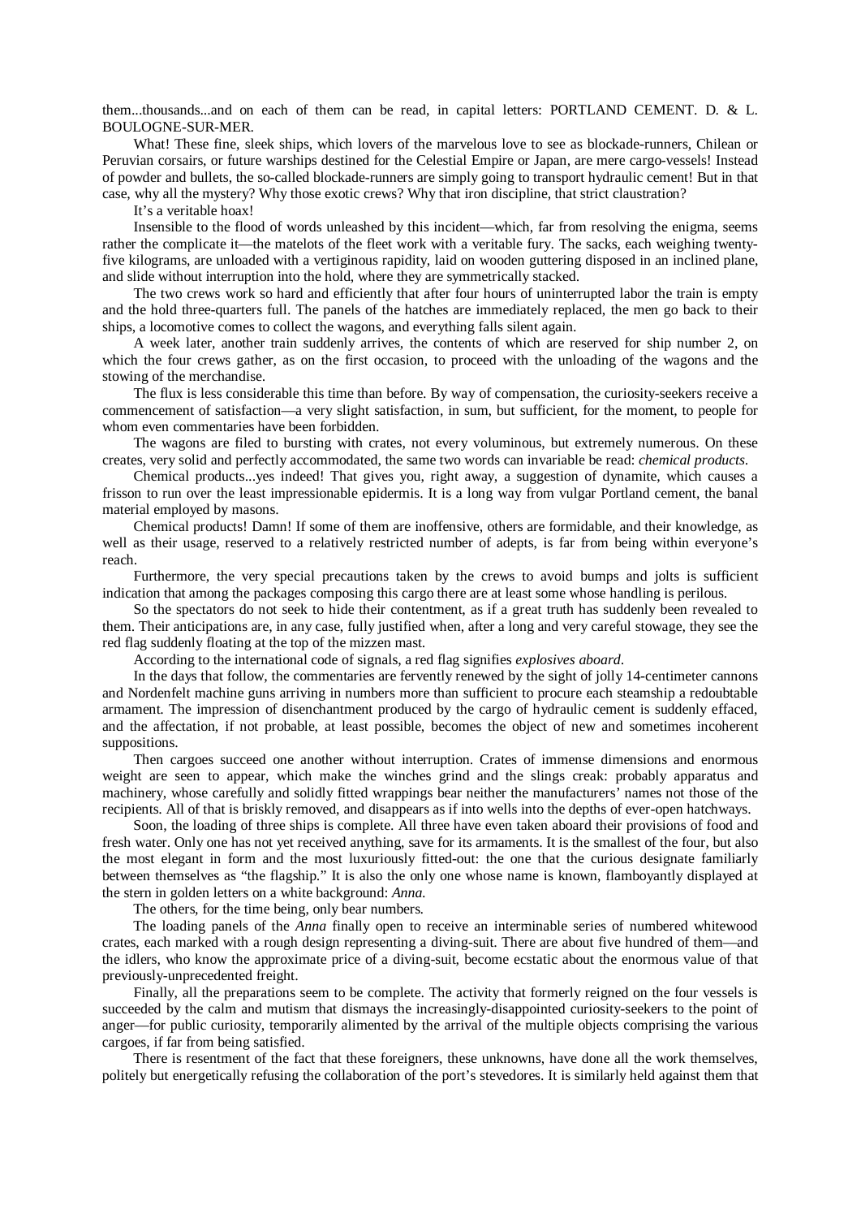them...thousands...and on each of them can be read, in capital letters: PORTLAND CEMENT. D. & L. BOULOGNE-SUR-MER.

What! These fine, sleek ships, which lovers of the marvelous love to see as blockade-runners, Chilean or Peruvian corsairs, or future warships destined for the Celestial Empire or Japan, are mere cargo-vessels! Instead of powder and bullets, the so-called blockade-runners are simply going to transport hydraulic cement! But in that case, why all the mystery? Why those exotic crews? Why that iron discipline, that strict claustration?

It's a veritable hoax!

Insensible to the flood of words unleashed by this incident—which, far from resolving the enigma, seems rather the complicate it—the matelots of the fleet work with a veritable fury. The sacks, each weighing twenty-five kilograms, are unloaded with a vertiginous rapidity, laid on wooden guttering disposed in an inclined plane, and slide without interruption into the hold, where they are symmetrically stacked.

The two crews work so hard and efficiently that after four hours of uninterrupted labor the train is empty and the hold three-quarters full. The panels of the hatches are immediately replaced, the men go back to their ships, a locomotive comes to collect the wagons, and everything falls silent again.

A week later, another train suddenly arrives, the contents of which are reserved for ship number 2, on which the four crews gather, as on the first occasion, to proceed with the unloading of the wagons and the stowing of the merchandise.

The flux is less considerable this time than before. By way of compensation, the curiosity-seekers receive a commencement of satisfaction—a very slight satisfaction, in sum, but sufficient, for the moment, to people for whom even commentaries have been forbidden.

The wagons are filed to bursting with crates, not every voluminous, but extremely numerous. On these creates, very solid and perfectly accommodated, the same two words can invariable be read: *chemical products*.

Chemical products...yes indeed! That gives you, right away, a suggestion of dynamite, which causes a frisson to run over the least impressionable epidermis. It is a long way from vulgar Portland cement, the banal material employed by masons.

Chemical products! Damn! If some of them are inoffensive, others are formidable, and their knowledge, as well as their usage, reserved to a relatively restricted number of adepts, is far from being within everyone's reach.

Furthermore, the very special precautions taken by the crews to avoid bumps and jolts is sufficient indication that among the packages composing this cargo there are at least some whose handling is perilous.

So the spectators do not seek to hide their contentment, as if a great truth has suddenly been revealed to them. Their anticipations are, in any case, fully justified when, after a long and very careful stowage, they see the red flag suddenly floating at the top of the mizzen mast.

According to the international code of signals, a red flag signifies *explosives aboard*.

In the days that follow, the commentaries are fervently renewed by the sight of jolly 14-centimeter cannons and Nordenfelt machine guns arriving in numbers more than sufficient to procure each steamship a redoubtable armament. The impression of disenchantment produced by the cargo of hydraulic cement is suddenly effaced, and the affectation, if not probable, at least possible, becomes the object of new and sometimes incoherent suppositions.

Then cargoes succeed one another without interruption. Crates of immense dimensions and enormous weight are seen to appear, which make the winches grind and the slings creak: probably apparatus and machinery, whose carefully and solidly fitted wrappings bear neither the manufacturers' names not those of the recipients. All of that is briskly removed, and disappears as if into wells into the depths of ever-open hatchways.

Soon, the loading of three ships is complete. All three have even taken aboard their provisions of food and fresh water. Only one has not yet received anything, save for its armaments. It is the smallest of the four, but also the most elegant in form and the most luxuriously fitted-out: the one that the curious designate familiarly between themselves as "the flagship." It is also the only one whose name is known, flamboyantly displayed at the stern in golden letters on a white background: *Anna*.

The others, for the time being, only bear numbers.

The loading panels of the *Anna* finally open to receive an interminable series of numbered whitewood crates, each marked with a rough design representing a diving-suit. There are about five hundred of them—and the idlers, who know the approximate price of a diving-suit, become ecstatic about the enormous value of that previously-unprecedented freight.

Finally, all the preparations seem to be complete. The activity that formerly reigned on the four vessels is succeeded by the calm and mutism that dismays the increasingly-disappointed curiosity-seekers to the point of anger—for public curiosity, temporarily alimented by the arrival of the multiple objects comprising the various cargoes, if far from being satisfied.

There is resentment of the fact that these foreigners, these unknowns, have done all the work themselves, politely but energetically refusing the collaboration of the port's stevedores. It is similarly held against them that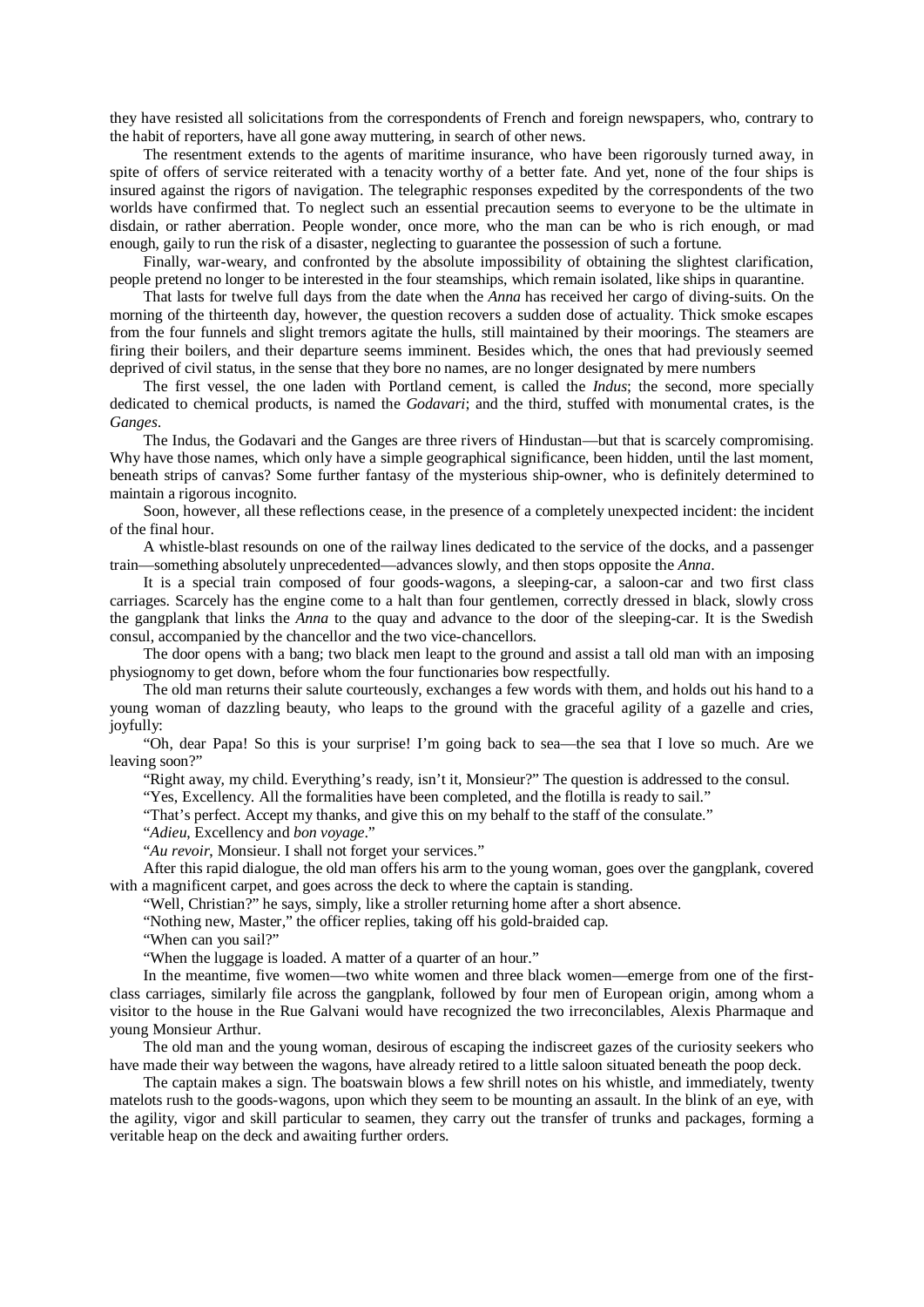they have resisted all solicitations from the correspondents of French and foreign newspapers, who, contrary to the habit of reporters, have all gone away muttering, in search of other news.

The resentment extends to the agents of maritime insurance, who have been rigorously turned away, in spite of offers of service reiterated with a tenacity worthy of a better fate. And yet, none of the four ships is insured against the rigors of navigation. The telegraphic responses expedited by the correspondents of the two worlds have confirmed that. To neglect such an essential precaution seems to everyone to be the ultimate in disdain, or rather aberration. People wonder, once more, who the man can be who is rich enough, or mad enough, gaily to run the risk of a disaster, neglecting to guarantee the possession of such a fortune.

Finally, war-weary, and confronted by the absolute impossibility of obtaining the slightest clarification, people pretend no longer to be interested in the four steamships, which remain isolated, like ships in quarantine.

That lasts for twelve full days from the date when the *Anna* has received her cargo of diving-suits. On the morning of the thirteenth day, however, the question recovers a sudden dose of actuality. Thick smoke escapes from the four funnels and slight tremors agitate the hulls, still maintained by their moorings. The steamers are firing their boilers, and their departure seems imminent. Besides which, the ones that had previously seemed deprived of civil status, in the sense that they bore no names, are no longer designated by mere numbers

The first vessel, the one laden with Portland cement, is called the *Indus*; the second, more specially dedicated to chemical products, is named the *Godavari*; and the third, stuffed with monumental crates, is the *Ganges*.

The Indus, the Godavari and the Ganges are three rivers of Hindustan—but that is scarcely compromising. Why have those names, which only have a simple geographical significance, been hidden, until the last moment, beneath strips of canvas? Some further fantasy of the mysterious ship-owner, who is definitely determined to maintain a rigorous incognito.

Soon, however, all these reflections cease, in the presence of a completely unexpected incident: the incident of the final hour.

A whistle-blast resounds on one of the railway lines dedicated to the service of the docks, and a passenger train—something absolutely unprecedented—advances slowly, and then stops opposite the *Anna*.

It is a special train composed of four goods-wagons, a sleeping-car, a saloon-car and two first class carriages. Scarcely has the engine come to a halt than four gentlemen, correctly dressed in black, slowly cross the gangplank that links the *Anna* to the quay and advance to the door of the sleeping-car. It is the Swedish consul, accompanied by the chancellor and the two vice-chancellors.

The door opens with a bang; two black men leapt to the ground and assist a tall old man with an imposing physiognomy to get down, before whom the four functionaries bow respectfully.

The old man returns their salute courteously, exchanges a few words with them, and holds out his hand to a young woman of dazzling beauty, who leaps to the ground with the graceful agility of a gazelle and cries, joyfully:

"Oh, dear Papa! So this is your surprise! I'm going back to sea—the sea that I love so much. Are we leaving soon?"

"Right away, my child. Everything's ready, isn't it, Monsieur?" The question is addressed to the consul.

"Yes, Excellency. All the formalities have been completed, and the flotilla is ready to sail."

"That's perfect. Accept my thanks, and give this on my behalf to the staff of the consulate."

"*Adieu*, Excellency and *bon voyage*."

"*Au revoir*, Monsieur. I shall not forget your services."

After this rapid dialogue, the old man offers his arm to the young woman, goes over the gangplank, covered with a magnificent carpet, and goes across the deck to where the captain is standing.

"Well, Christian?" he says, simply, like a stroller returning home after a short absence.

"Nothing new, Master," the officer replies, taking off his gold-braided cap.

"When can you sail?"

"When the luggage is loaded. A matter of a quarter of an hour."

In the meantime, five women—two white women and three black women—emerge from one of the first-class carriages, similarly file across the gangplank, followed by four men of European origin, among whom a visitor to the house in the Rue Galvani would have recognized the two irreconcilables, Alexis Pharmaque and young Monsieur Arthur.

The old man and the young woman, desirous of escaping the indiscreet gazes of the curiosity seekers who have made their way between the wagons, have already retired to a little saloon situated beneath the poop deck.

The captain makes a sign. The boatswain blows a few shrill notes on his whistle, and immediately, twenty matelots rush to the goods-wagons, upon which they seem to be mounting an assault. In the blink of an eye, with the agility, vigor and skill particular to seamen, they carry out the transfer of trunks and packages, forming a veritable heap on the deck and awaiting further orders.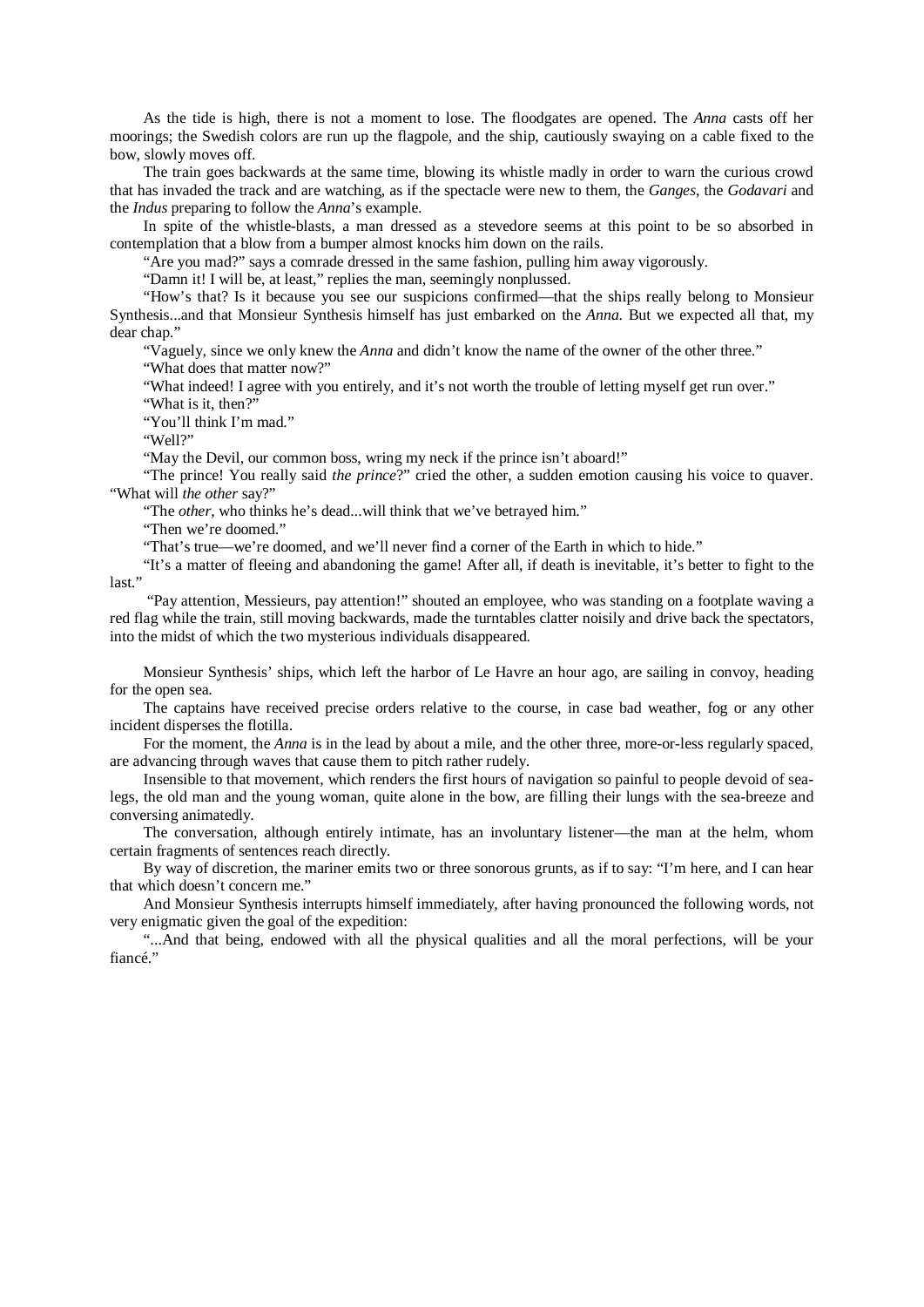As the tide is high, there is not a moment to lose. The floodgates are opened. The *Anna* casts off her moorings; the Swedish colors are run up the flagpole, and the ship, cautiously swaying on a cable fixed to the bow, slowly moves off.

The train goes backwards at the same time, blowing its whistle madly in order to warn the curious crowd that has invaded the track and are watching, as if the spectacle were new to them, the *Ganges*, the *Godavari* and the *Indus* preparing to follow the *Anna*'s example.

In spite of the whistle-blasts, a man dressed as a stevedore seems at this point to be so absorbed in contemplation that a blow from a bumper almost knocks him down on the rails.

"Are you mad?" says a comrade dressed in the same fashion, pulling him away vigorously.

"Damn it! I will be, at least," replies the man, seemingly nonplussed.

"How's that? Is it because you see our suspicions confirmed—that the ships really belong to Monsieur Synthesis...and that Monsieur Synthesis himself has just embarked on the *Anna*. But we expected all that, my dear chap."

"Vaguely, since we only knew the *Anna* and didn't know the name of the owner of the other three."

"What does that matter now?"

"What indeed! I agree with you entirely, and it's not worth the trouble of letting myself get run over."

"What is it, then?"

"You'll think I'm mad."

"Well?"

"May the Devil, our common boss, wring my neck if the prince isn't aboard!"

"The prince! You really said *the prince*?" cried the other, a sudden emotion causing his voice to quaver. "What will *the other* say?"

"The *other*, who thinks he's dead...will think that we've betrayed him."

"Then we're doomed."

"That's true—we're doomed, and we'll never find a corner of the Earth in which to hide."

"It's a matter of fleeing and abandoning the game! After all, if death is inevitable, it's better to fight to the last."

"Pay attention, Messieurs, pay attention!" shouted an employee, who was standing on a footplate waving a red flag while the train, still moving backwards, made the turntables clatter noisily and drive back the spectators, into the midst of which the two mysterious individuals disappeared.

Monsieur Synthesis' ships, which left the harbor of Le Havre an hour ago, are sailing in convoy, heading for the open sea.

The captains have received precise orders relative to the course, in case bad weather, fog or any other incident disperses the flotilla.

For the moment, the *Anna* is in the lead by about a mile, and the other three, more-or-less regularly spaced, are advancing through waves that cause them to pitch rather rudely.

Insensible to that movement, which renders the first hours of navigation so painful to people devoid of sea-legs, the old man and the young woman, quite alone in the bow, are filling their lungs with the sea-breeze and conversing animatedly.

The conversation, although entirely intimate, has an involuntary listener—the man at the helm, whom certain fragments of sentences reach directly.

By way of discretion, the mariner emits two or three sonorous grunts, as if to say: "I'm here, and I can hear that which doesn't concern me."

And Monsieur Synthesis interrupts himself immediately, after having pronounced the following words, not very enigmatic given the goal of the expedition:

"...And that being, endowed with all the physical qualities and all the moral perfections, will be your fiancé."